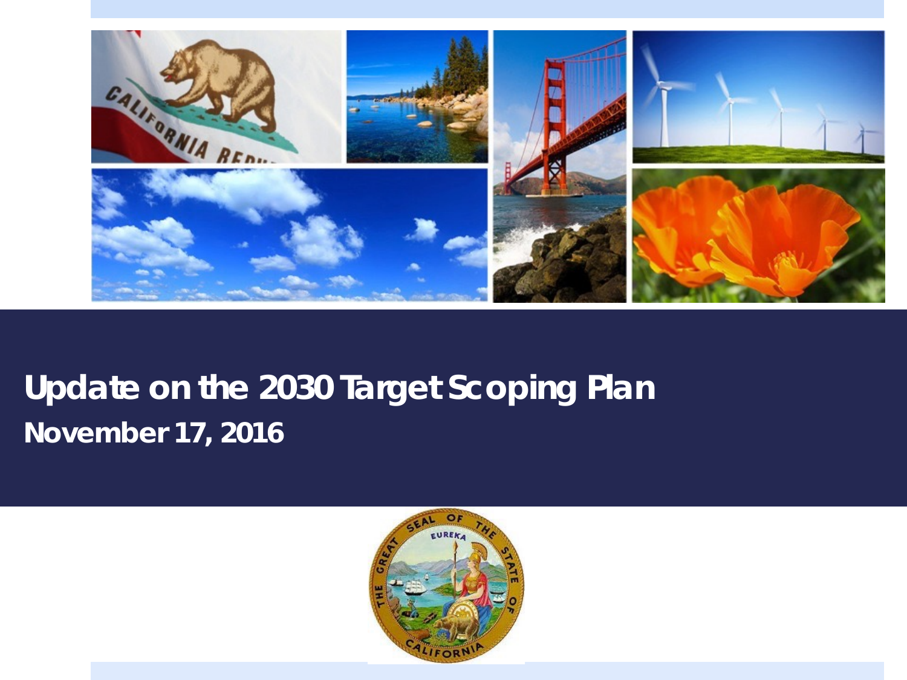# Update on the 2030 Target Scoping Plan

**November 17, 2016**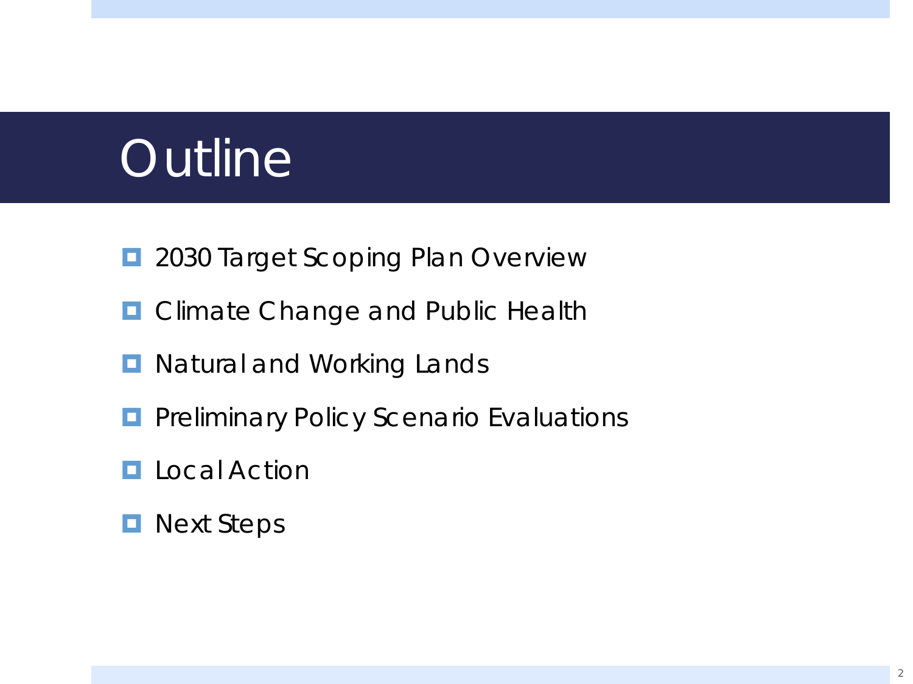# Outline

- 2030 Target Scoping Plan Overview
- Climate Change and Public Health
- Natural and Working Lands
- Preliminary Policy Scenario Evaluations
- Local Action
- Next Steps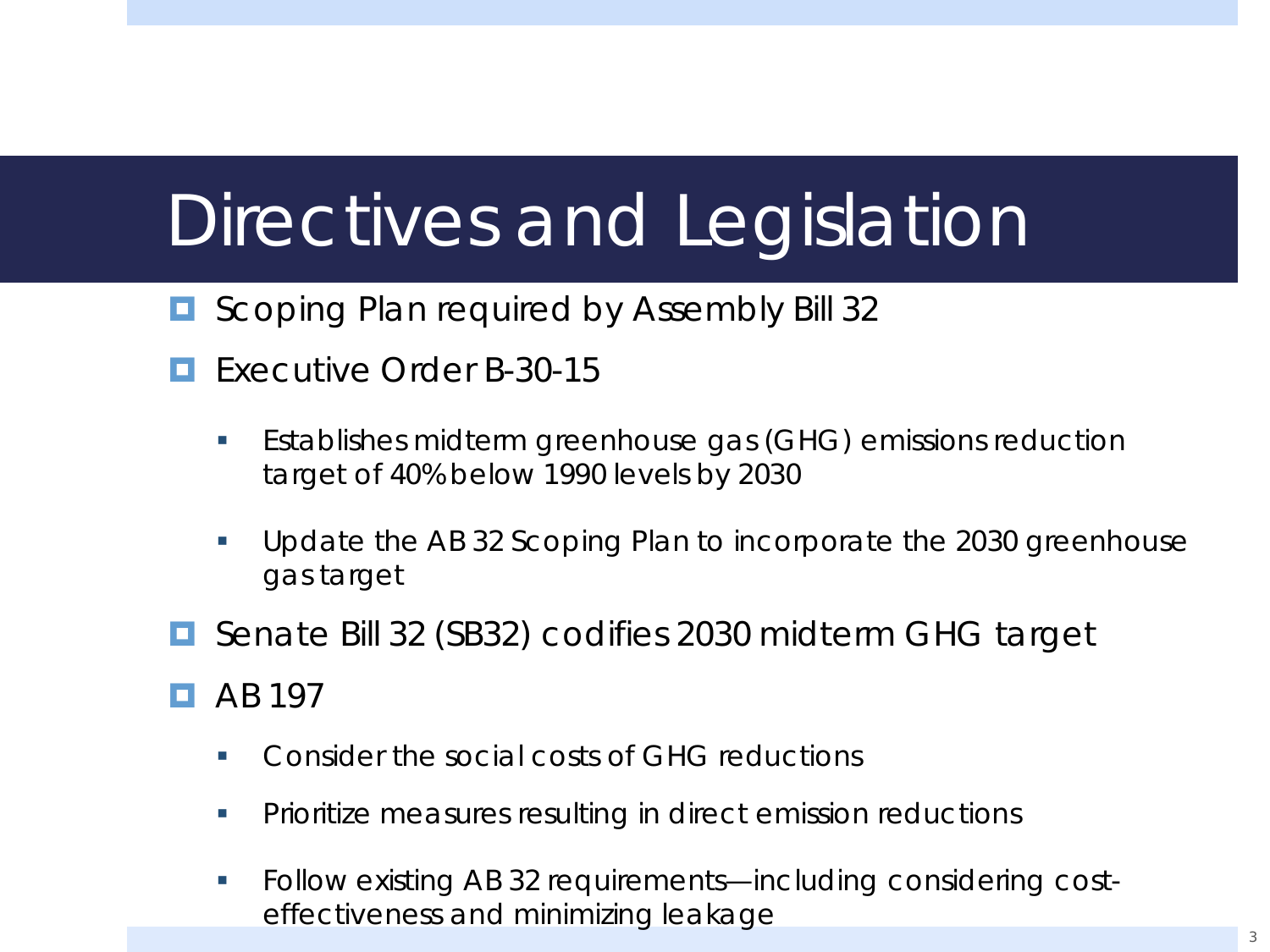# Directives and Legislation

- Scoping Plan required by Assembly Bill 32
- Executive Order B-30-15
  - Establishes midterm greenhouse gas (GHG) emissions reduction target of 40% below 1990 levels by 2030
  - Update the AB 32 Scoping Plan to incorporate the 2030 greenhouse gas target
- Senate Bill 32 (SB32) codifies 2030 midterm GHG target
- AB 197
  - Consider the social costs of GHG reductions
  - Prioritize measures resulting in direct emission reductions
  - Follow existing AB 32 requirements—including considering cost-effectiveness and minimizing leakage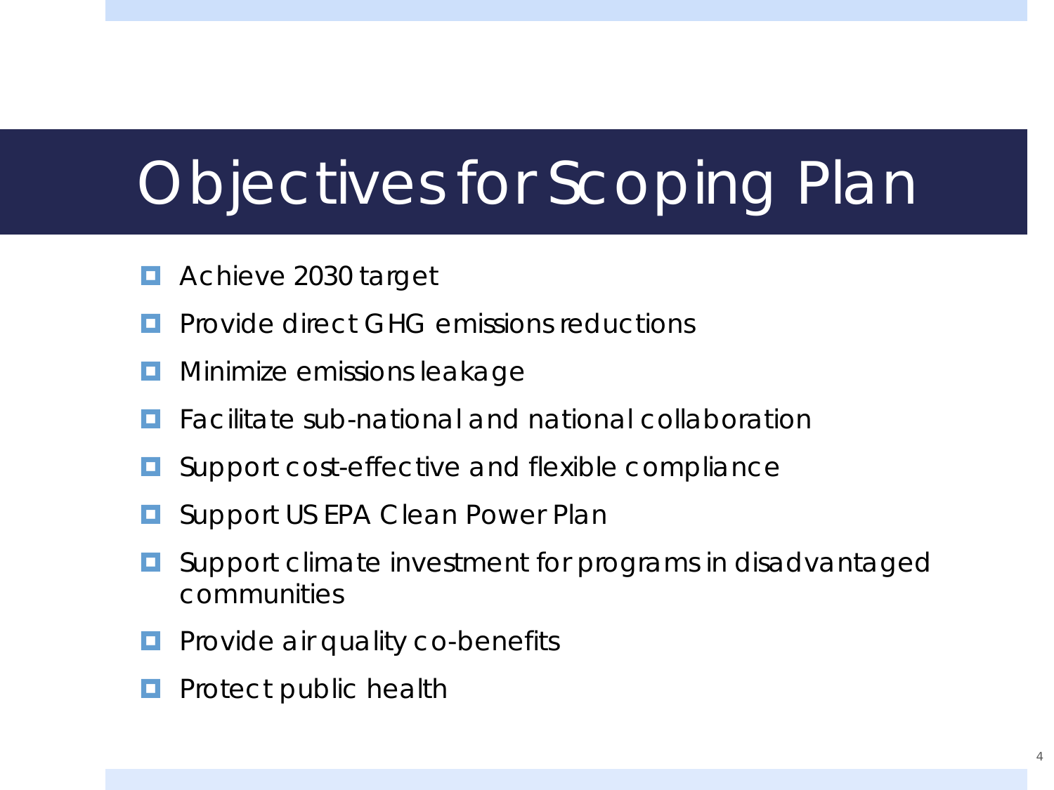# Objectives for Scoping Plan

- Achieve 2030 target
- Provide direct GHG emissions reductions
- Minimize emissions leakage
- Facilitate sub-national and national collaboration
- Support cost-effective and flexible compliance
- Support US EPA Clean Power Plan
- Support climate investment for programs in disadvantaged communities
- Provide air quality co-benefits
- Protect public health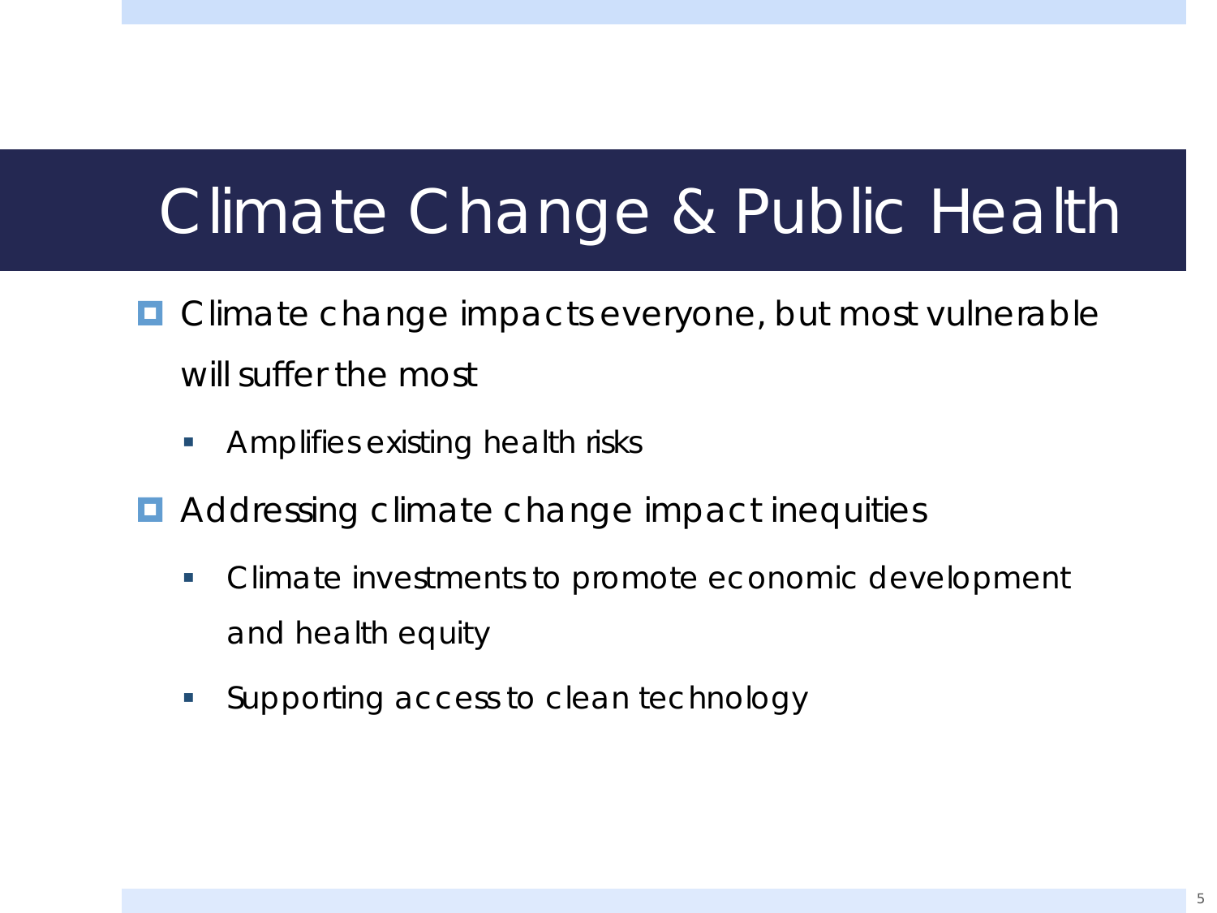# Climate Change & Public Health

- Climate change impacts everyone, but most vulnerable will suffer the most
  - Amplifies existing health risks
- Addressing climate change impact inequities
  - Climate investments to promote economic development and health equity
  - Supporting access to clean technology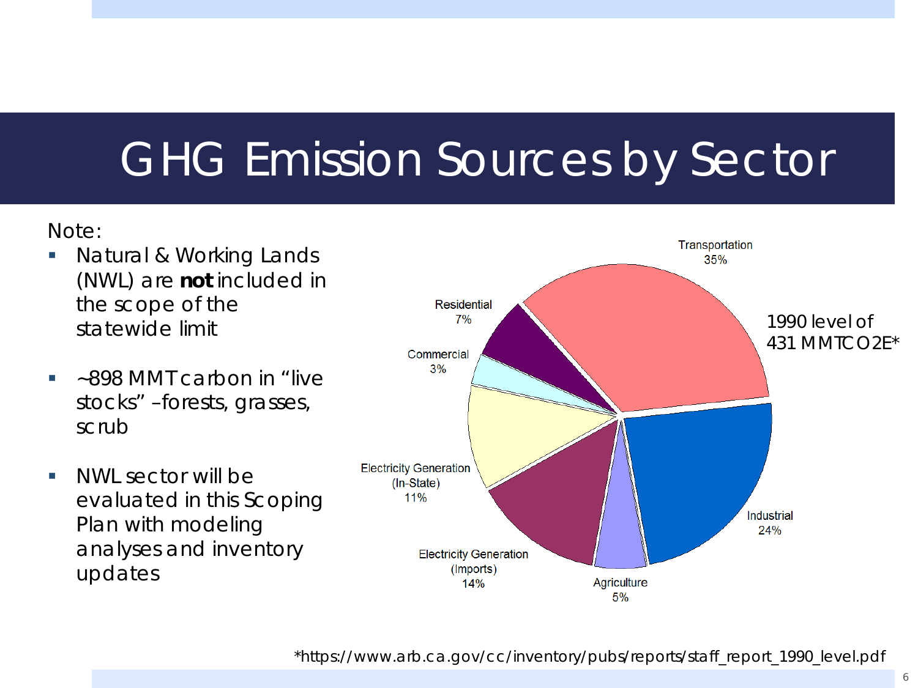# GHG Emission Sources by Sector

Note:

- Natural & Working Lands (NWL) are **not** included in the scope of the statewide limit
- ~898 MMT carbon in "live stocks" –forests, grasses, scrub
- NWL sector will be evaluated in this Scoping Plan with modeling analyses and inventory updates

1990 level of 431 MMTCO2E*

| Sector | Share |
| --- | --- |
| Transportation | 35% |
| Industrial | 24% |
| Agriculture | 5% |
| Electricity Generation (Imports) | 14% |
| Electricity Generation (In-State) | 11% |
| Commercial | 3% |
| Residential | 7% |

*https://www.arb.ca.gov/cc/inventory/pubs/reports/staff_report_1990_level.pdf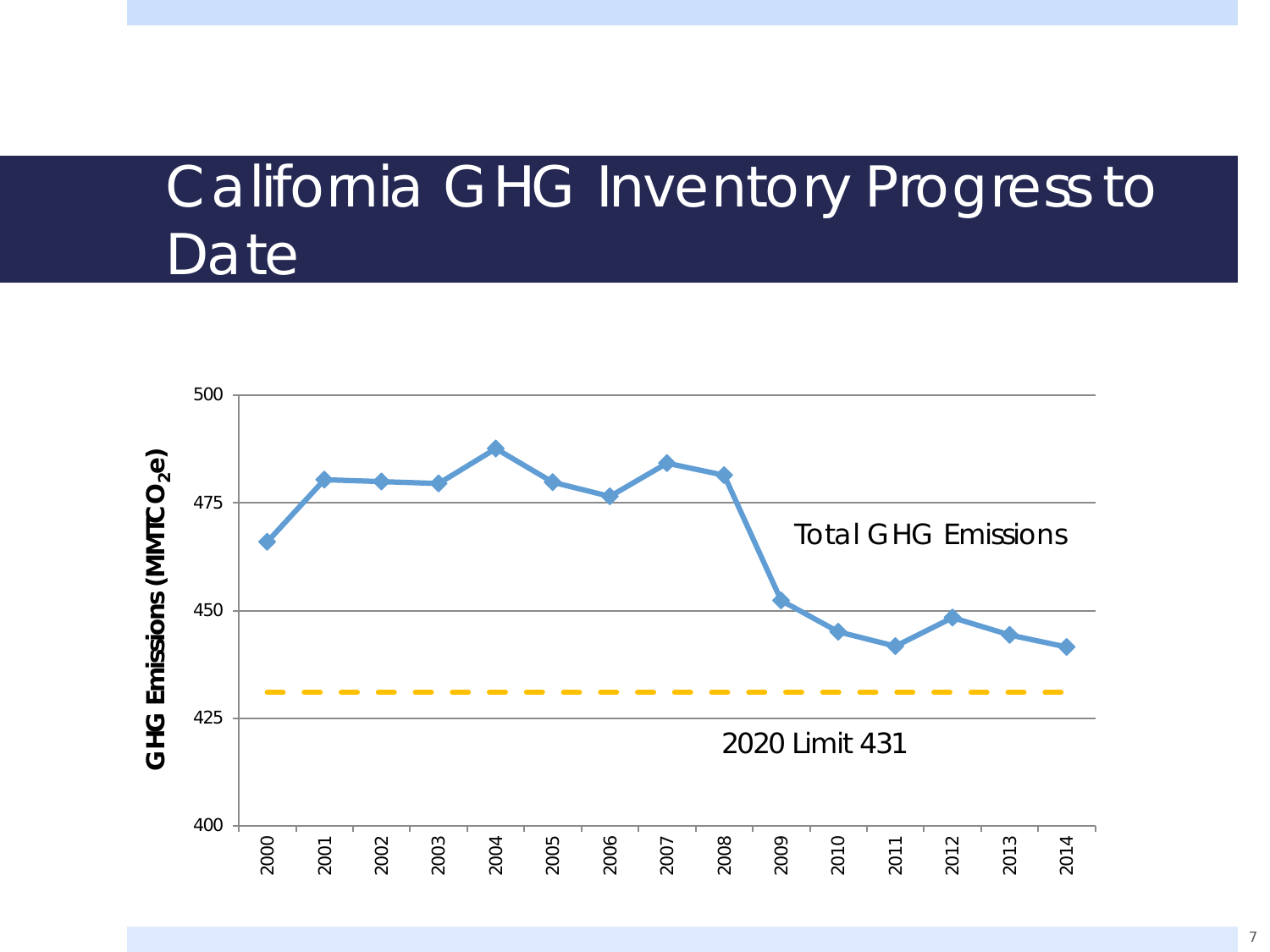# California GHG Inventory Progress to Date

GHG Emissions (MMTCO$_2$e)

500

475

450

425

400

Total GHG Emissions

2020 Limit 431

2000 2001 2002 2003 2004 2005 2006 2007 2008 2009 2010 2011 2012 2013 2014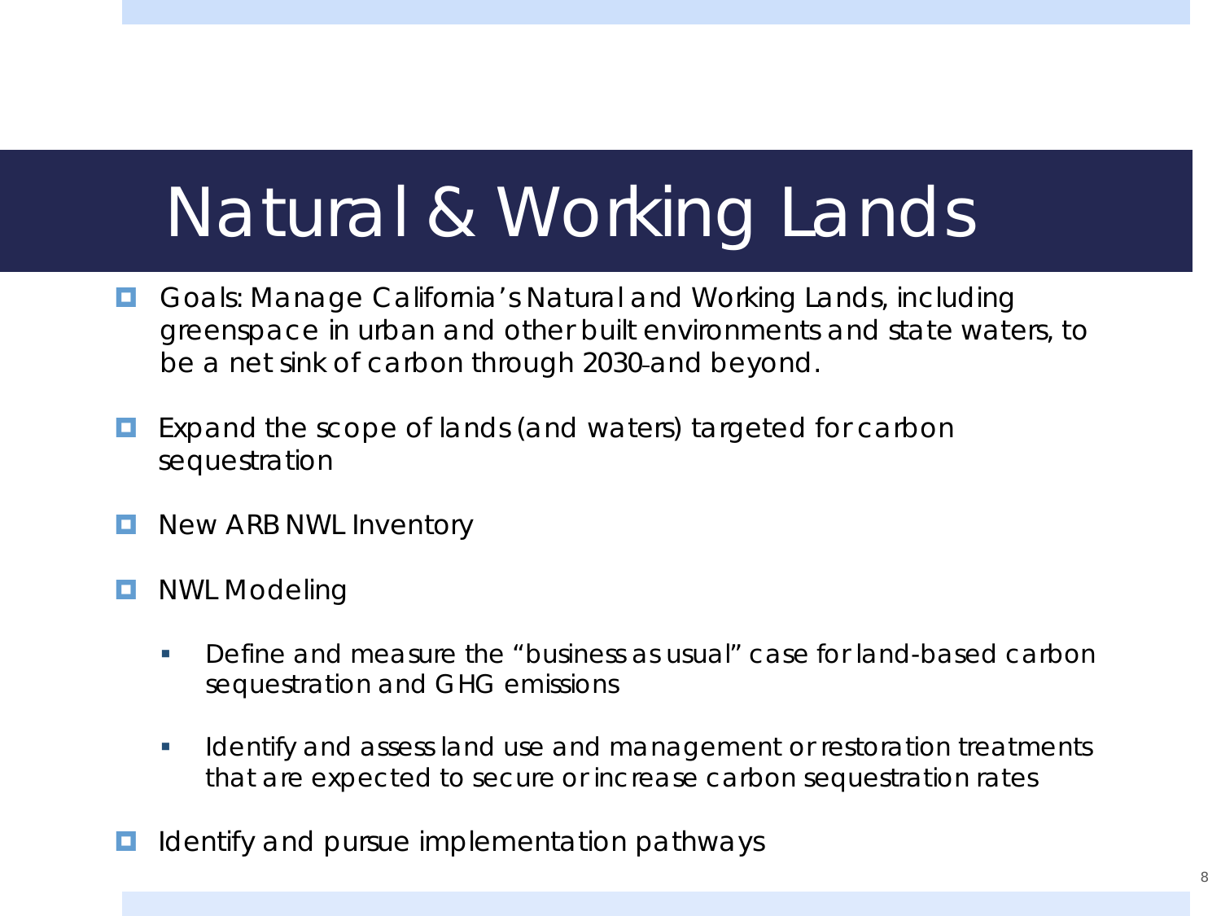# Natural & Working Lands

- Goals: Manage California's Natural and Working Lands, including greenspace in urban and other built environments and state waters, to be a net sink of carbon through 2030 and beyond.
- Expand the scope of lands (and waters) targeted for carbon sequestration
- New ARB NWL Inventory
- NWL Modeling
  - Define and measure the "business as usual" case for land-based carbon sequestration and GHG emissions
  - Identify and assess land use and management or restoration treatments that are expected to secure or increase carbon sequestration rates
- Identify and pursue implementation pathways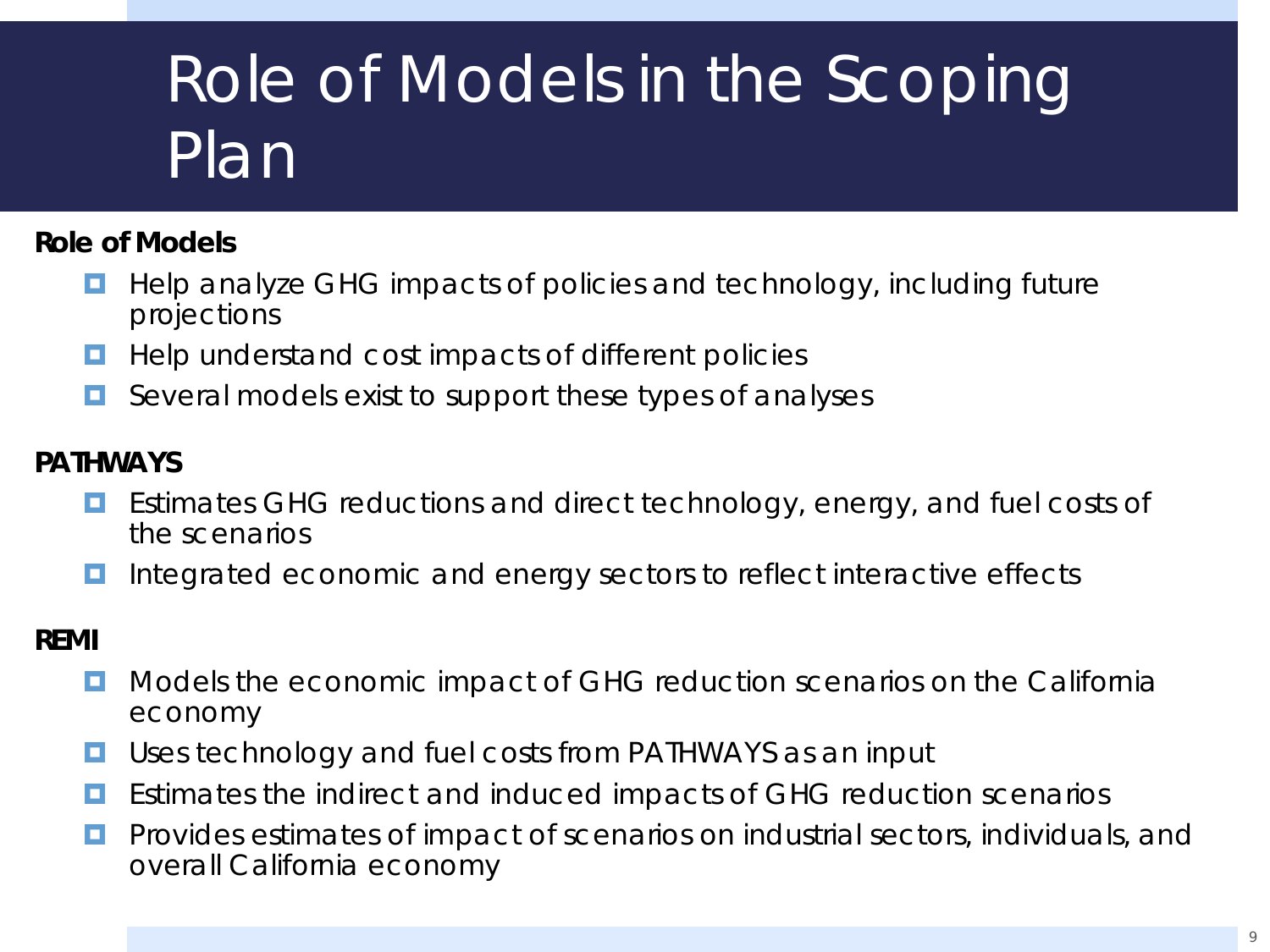# Role of Models in the Scoping Plan

**Role of Models**

- Help analyze GHG impacts of policies and technology, including future projections
- Help understand cost impacts of different policies
- Several models exist to support these types of analyses

**PATHWAYS**

- Estimates GHG reductions and direct technology, energy, and fuel costs of the scenarios
- Integrated economic and energy sectors to reflect interactive effects

**REMI**

- Models the economic impact of GHG reduction scenarios on the California economy
- Uses technology and fuel costs from PATHWAYS as an input
- Estimates the indirect and induced impacts of GHG reduction scenarios
- Provides estimates of impact of scenarios on industrial sectors, individuals, and overall California economy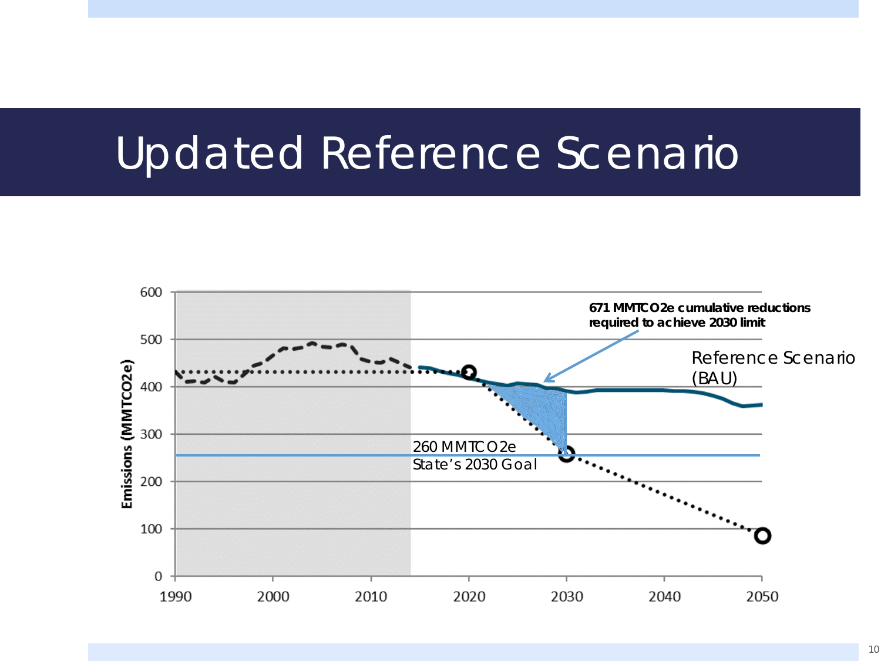# Updated Reference Scenario

Emissions (MMTCO2e)

600
500
400
300
200
100
0

1990 2000 2010 2020 2030 2040 2050

**671 MMTCO2e cumulative reductions required to achieve 2030 limit**

Reference Scenario (BAU)

260 MMTCO2e
State's 2030 Goal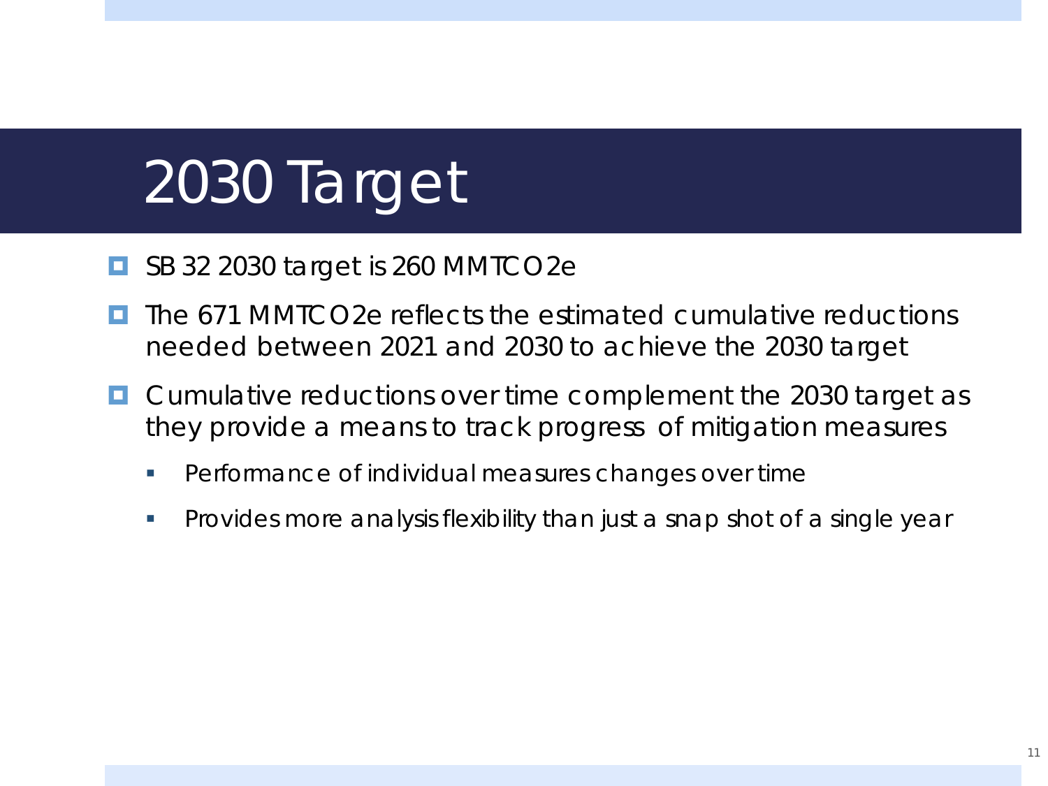# 2030 Target

- SB 32 2030 target is 260 MMTCO2e
- The 671 MMTCO2e reflects the estimated cumulative reductions needed between 2021 and 2030 to achieve the 2030 target
- Cumulative reductions over time complement the 2030 target as they provide a means to track progress of mitigation measures
  - Performance of individual measures changes over time
  - Provides more analysis flexibility than just a snap shot of a single year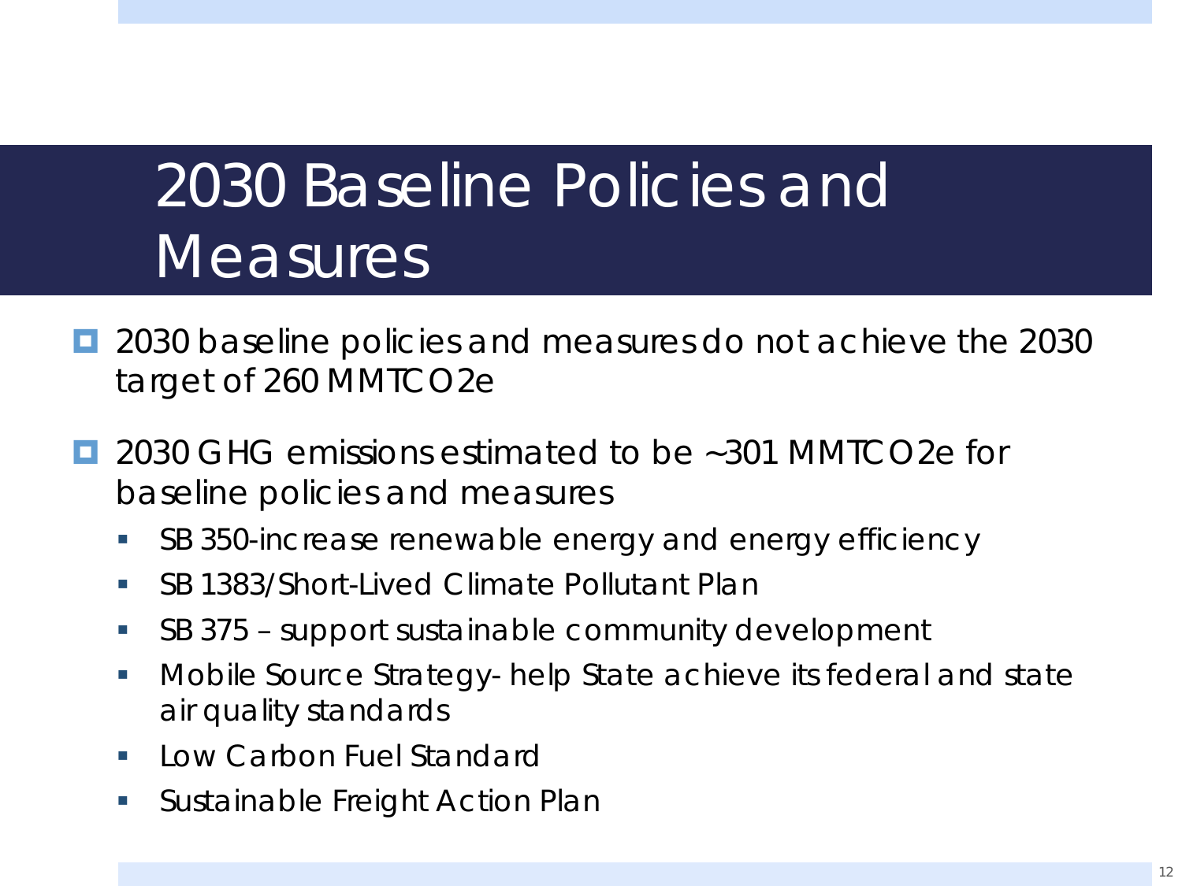# 2030 Baseline Policies and Measures

- 2030 baseline policies and measures do not achieve the 2030 target of 260 MMTCO2e
- 2030 GHG emissions estimated to be ~301 MMTCO2e for baseline policies and measures
  - SB 350-increase renewable energy and energy efficiency
  - SB 1383/Short-Lived Climate Pollutant Plan
  - SB 375 – support sustainable community development
  - Mobile Source Strategy- help State achieve its federal and state air quality standards
  - Low Carbon Fuel Standard
  - Sustainable Freight Action Plan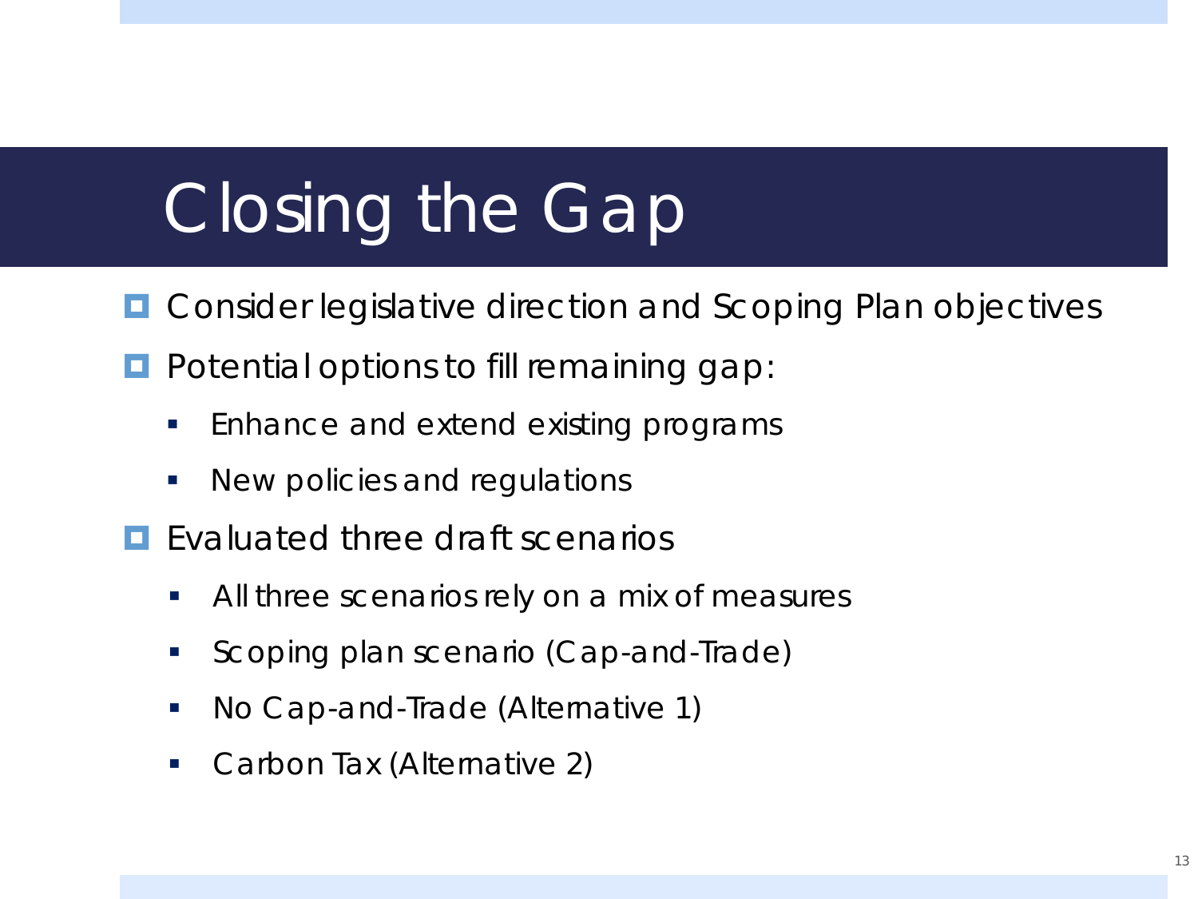# Closing the Gap

- Consider legislative direction and Scoping Plan objectives
- Potential options to fill remaining gap:
  - Enhance and extend existing programs
  - New policies and regulations
- Evaluated three draft scenarios
  - All three scenarios rely on a mix of measures
  - Scoping plan scenario (Cap-and-Trade)
  - No Cap-and-Trade (Alternative 1)
  - Carbon Tax (Alternative 2)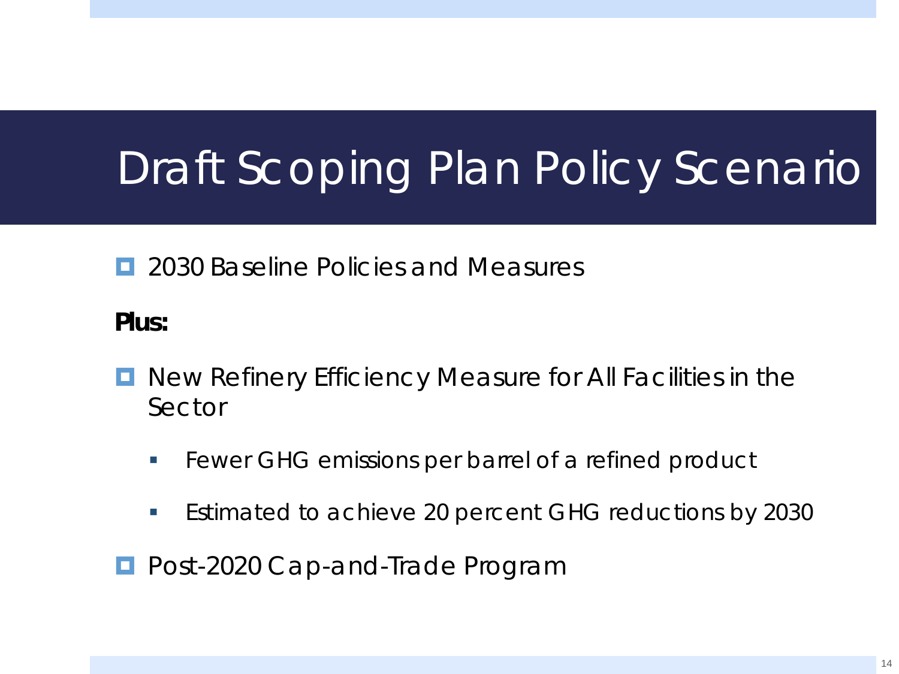# Draft Scoping Plan Policy Scenario

- 2030 Baseline Policies and Measures

**Plus:**

- New Refinery Efficiency Measure for All Facilities in the Sector
  - Fewer GHG emissions per barrel of a refined product
  - Estimated to achieve 20 percent GHG reductions by 2030
- Post-2020 Cap-and-Trade Program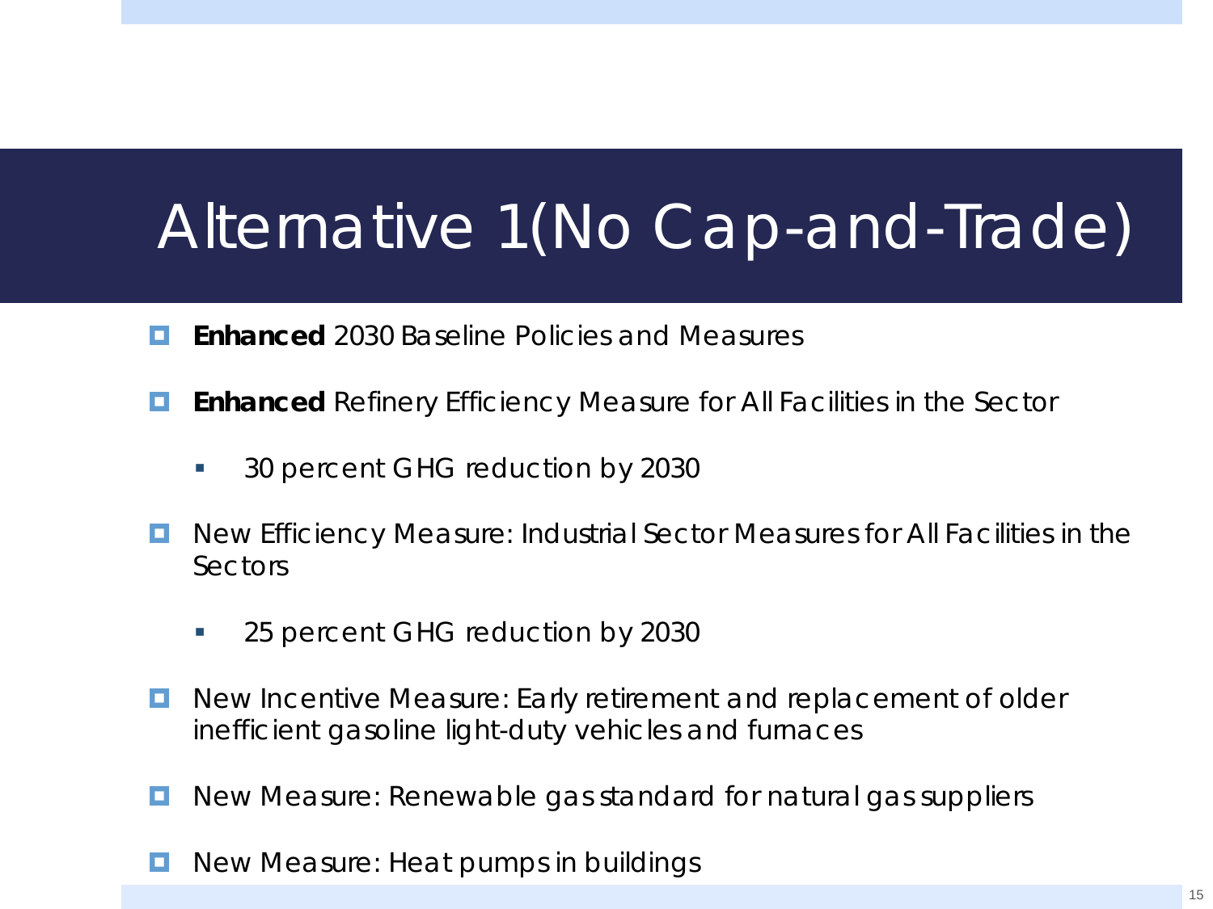# Alternative 1 (No Cap-and-Trade)

- **Enhanced** 2030 Baseline Policies and Measures
- **Enhanced** Refinery Efficiency Measure for All Facilities in the Sector
  - 30 percent GHG reduction by 2030
- New Efficiency Measure: Industrial Sector Measures for All Facilities in the Sectors
  - 25 percent GHG reduction by 2030
- New Incentive Measure: Early retirement and replacement of older inefficient gasoline light-duty vehicles and furnaces
- New Measure: Renewable gas standard for natural gas suppliers
- New Measure: Heat pumps in buildings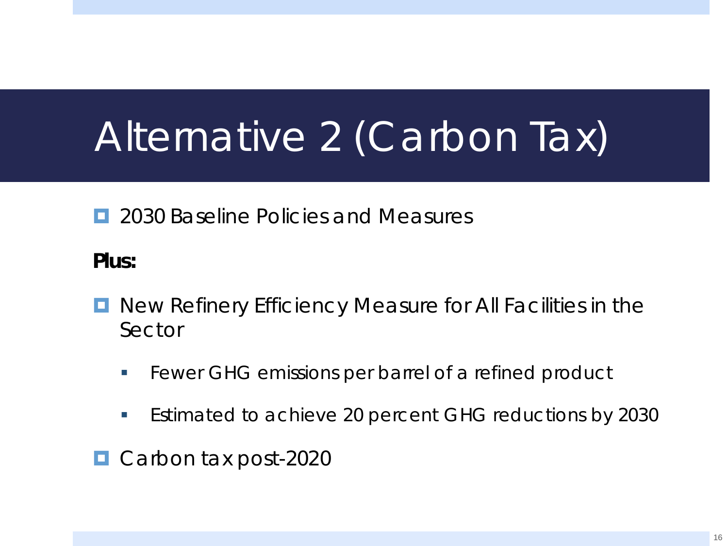# Alternative 2 (Carbon Tax)

- 2030 Baseline Policies and Measures

**Plus:**

- New Refinery Efficiency Measure for All Facilities in the Sector
  - Fewer GHG emissions per barrel of a refined product
  - Estimated to achieve 20 percent GHG reductions by 2030
- Carbon tax post-2020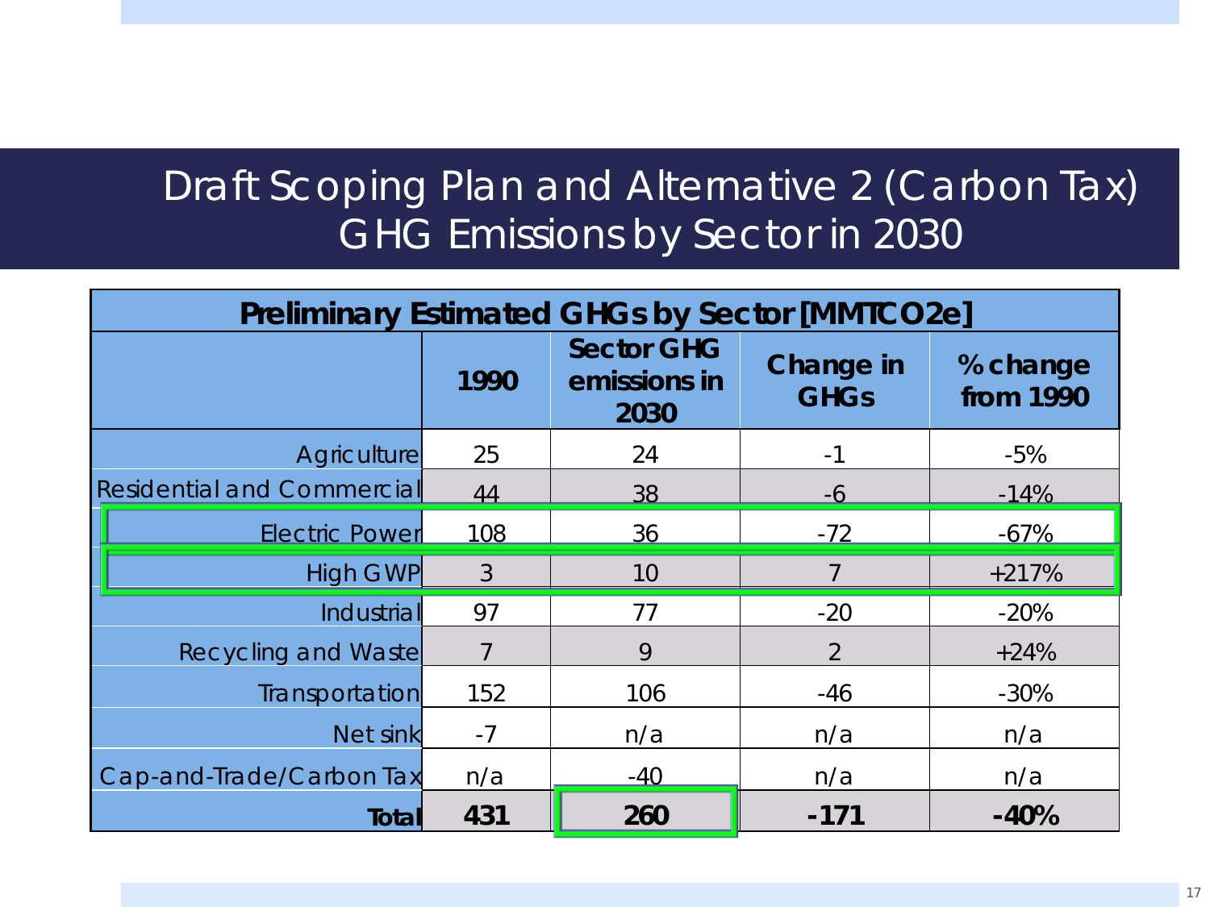# Draft Scoping Plan and Alternative 2 (Carbon Tax) GHG Emissions by Sector in 2030

| Preliminary Estimated GHGs by Sector [MMTCO2e] | | | | |
|---|---|---|---|---|
| | **1990** | **Sector GHG emissions in 2030** | **Change in GHGs** | **% change from 1990** |
| Agriculture | 25 | 24 | -1 | -5% |
| Residential and Commercial | 44 | 38 | -6 | -14% |
| Electric Power | 108 | 36 | -72 | -67% |
| High GWP | 3 | 10 | 7 | +217% |
| Industrial | 97 | 77 | -20 | -20% |
| Recycling and Waste | 7 | 9 | 2 | +24% |
| Transportation | 152 | 106 | -46 | -30% |
| Net sink | -7 | n/a | n/a | n/a |
| Cap-and-Trade/Carbon Tax | n/a | -40 | n/a | n/a |
| **Total** | **431** | **260** | **-171** | **-40%** |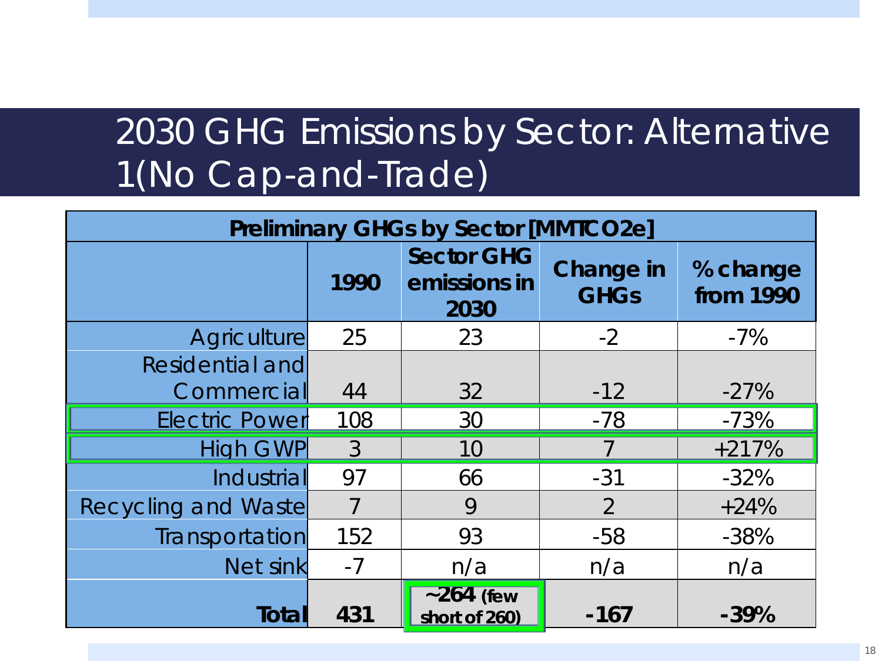# 2030 GHG Emissions by Sector: Alternative 1(No Cap-and-Trade)

| Preliminary GHGs by Sector [MMTCO2e] | | | | |
|---|---|---|---|---|
| | **1990** | **Sector GHG emissions in 2030** | **Change in GHGs** | **% change from 1990** |
| Agriculture | 25 | 23 | -2 | -7% |
| Residential and Commercial | 44 | 32 | -12 | -27% |
| Electric Power | 108 | 30 | -78 | -73% |
| High GWP | 3 | 10 | 7 | +217% |
| Industrial | 97 | 66 | -31 | -32% |
| Recycling and Waste | 7 | 9 | 2 | +24% |
| Transportation | 152 | 93 | -58 | -38% |
| Net sink | -7 | n/a | n/a | n/a |
| **Total** | **431** | **~264 (few short of 260)** | **-167** | **-39%** |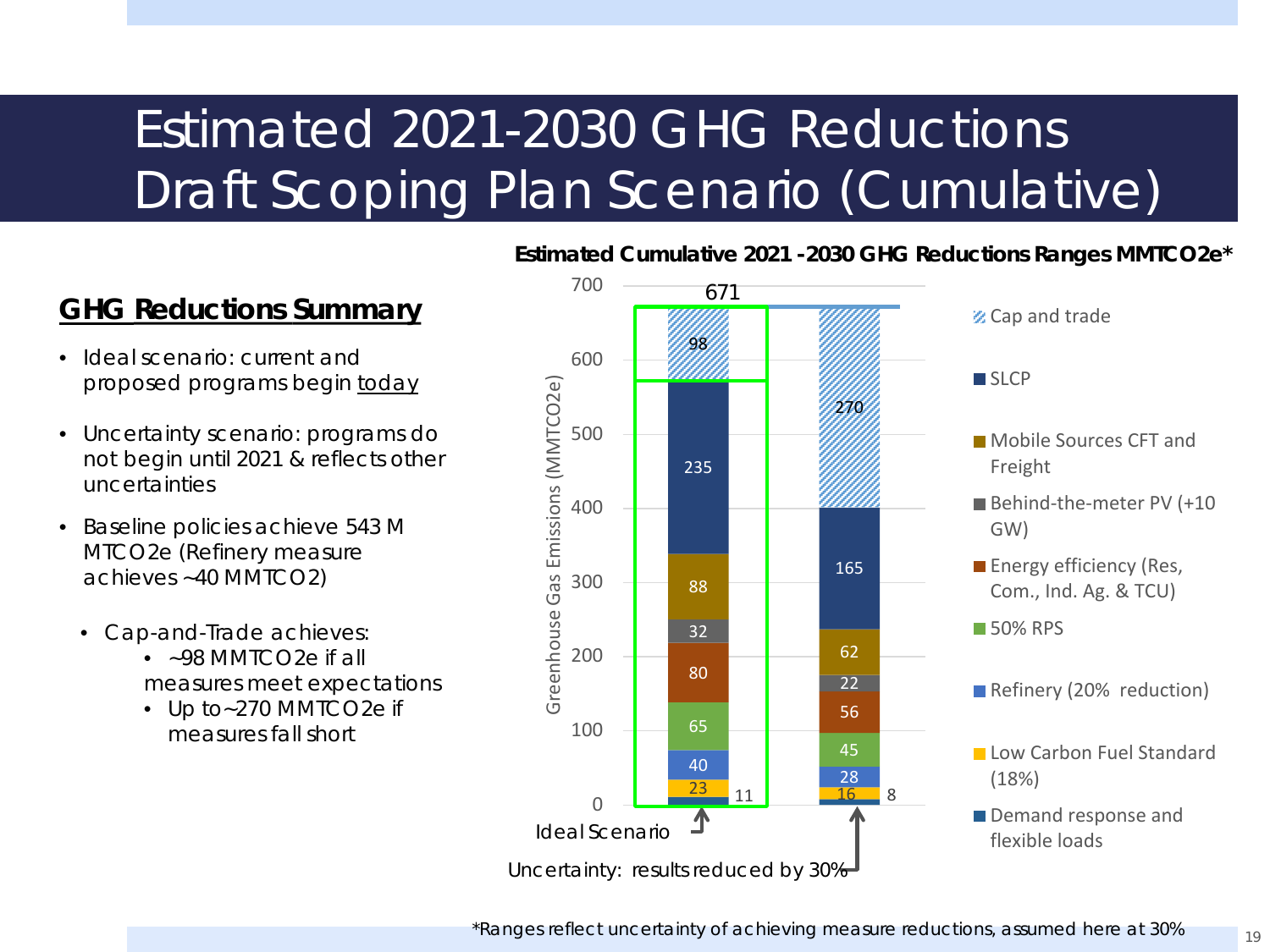# Estimated 2021-2030 GHG Reductions Draft Scoping Plan Scenario (Cumulative)

## GHG Reductions Summary

- Ideal scenario: current and proposed programs begin today
- Uncertainty scenario: programs do not begin until 2021 & reflects other uncertainties
- Baseline policies achieve 543 M MTCO2e (Refinery measure achieves ~40 MMTCO2)
  - Cap-and-Trade achieves:
    - ~98 MMTCO2e if all measures meet expectations
    - Up to ~270 MMTCO2e if measures fall short

**Estimated Cumulative 2021 -2030 GHG Reductions Ranges MMTCO2e***

| Measure | Ideal Scenario | Uncertainty: results reduced by 30% |
|---|---|---|
| Cap and trade | 98 | 270 |
| SLCP | 235 | 165 |
| Mobile Sources CFT and Freight | 88 | 62 |
| Behind-the-meter PV (+10 GW) | 32 | 22 |
| Energy efficiency (Res, Com., Ind. Ag. & TCU) | 80 | 56 |
| 50% RPS | 65 | 45 |
| Refinery (20% reduction) | 40 | 28 |
| Low Carbon Fuel Standard (18%) | 23 | 16 |
| Demand response and flexible loads | 11 | 8 |
| Total | 671 | |

*Ranges reflect uncertainty of achieving measure reductions, assumed here at 30%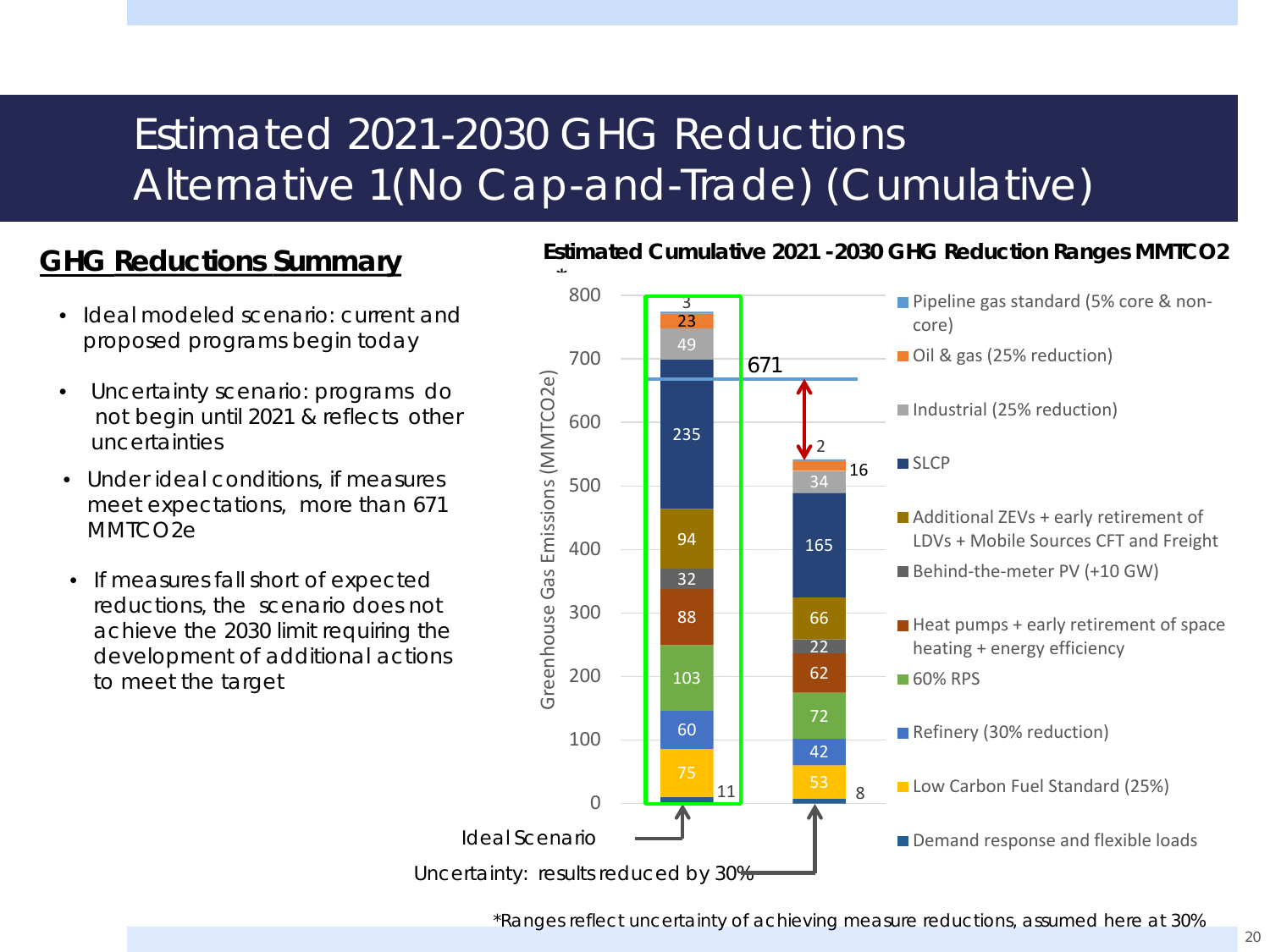# Estimated 2021-2030 GHG Reductions Alternative 1(No Cap-and-Trade) (Cumulative)

## GHG Reductions Summary

- Ideal modeled scenario: current and proposed programs begin today
- Uncertainty scenario: programs do not begin until 2021 & reflects other uncertainties
- Under ideal conditions, if measures meet expectations, more than 671 MMTCO2e
- If measures fall short of expected reductions, the scenario does not achieve the 2030 limit requiring the development of additional actions to meet the target

**Estimated Cumulative 2021 -2030 GHG Reduction Ranges MMTCO2***

| Measure | Ideal Scenario | Uncertainty: results reduced by 30% |
|---|---|---|
| Pipeline gas standard (5% core & non-core) | 3 | 2 |
| Oil & gas (25% reduction) | 23 | 16 |
| Industrial (25% reduction) | 49 | 34 |
| SLCP | 235 | 165 |
| Additional ZEVs + early retirement of LDVs + Mobile Sources CFT and Freight | 94 | 66 |
| Behind-the-meter PV (+10 GW) | 32 | 22 |
| Heat pumps + early retirement of space heating + energy efficiency | 88 | 62 |
| 60% RPS | 103 | 72 |
| Refinery (30% reduction) | 60 | 42 |
| Low Carbon Fuel Standard (25%) | 75 | 53 |
| Demand response and flexible loads | 11 | 8 |

Target line: 671 (Greenhouse Gas Emissions (MMTCO2e))

*Ranges reflect uncertainty of achieving measure reductions, assumed here at 30%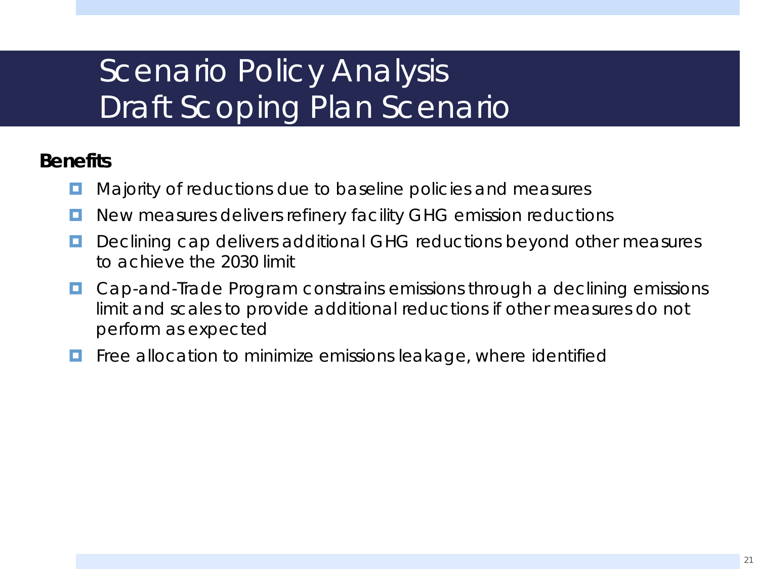# Scenario Policy Analysis
# Draft Scoping Plan Scenario

**Benefits**

- Majority of reductions due to baseline policies and measures
- New measures delivers refinery facility GHG emission reductions
- Declining cap delivers additional GHG reductions beyond other measures to achieve the 2030 limit
- Cap-and-Trade Program constrains emissions through a declining emissions limit and scales to provide additional reductions if other measures do not perform as expected
- Free allocation to minimize emissions leakage, where identified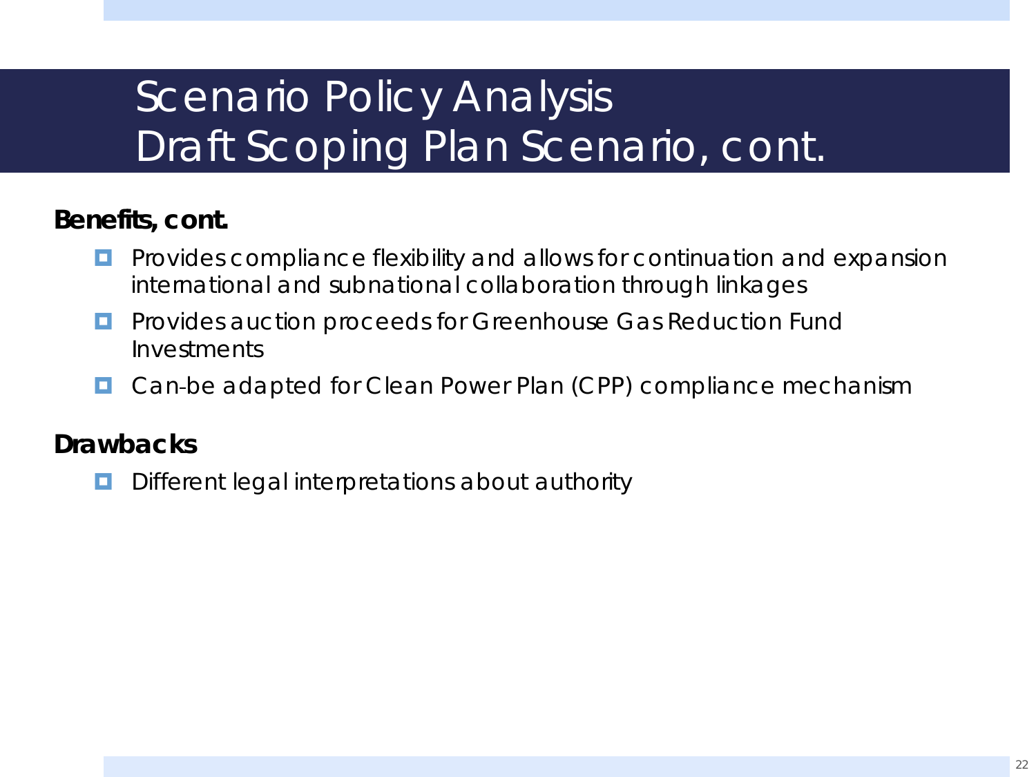# Scenario Policy Analysis
# Draft Scoping Plan Scenario, cont.

**Benefits, cont.**

- Provides compliance flexibility and allows for continuation and expansion international and subnational collaboration through linkages
- Provides auction proceeds for Greenhouse Gas Reduction Fund Investments
- Can-be adapted for Clean Power Plan (CPP) compliance mechanism

**Drawbacks**

- Different legal interpretations about authority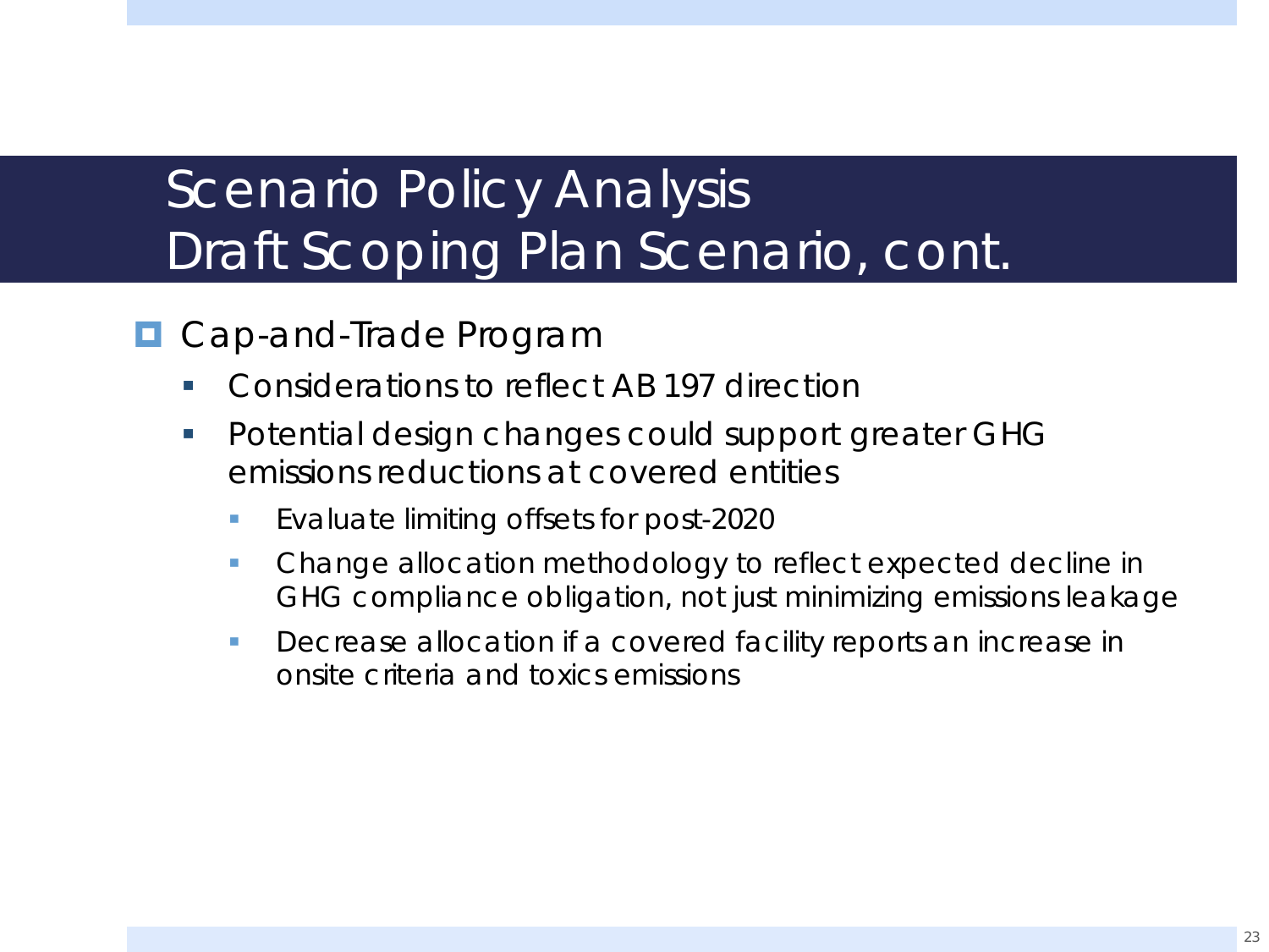# Scenario Policy Analysis
# Draft Scoping Plan Scenario, cont.

- Cap-and-Trade Program
  - Considerations to reflect AB 197 direction
  - Potential design changes could support greater GHG emissions reductions at covered entities
    - Evaluate limiting offsets for post-2020
    - Change allocation methodology to reflect expected decline in GHG compliance obligation, not just minimizing emissions leakage
    - Decrease allocation if a covered facility reports an increase in onsite criteria and toxics emissions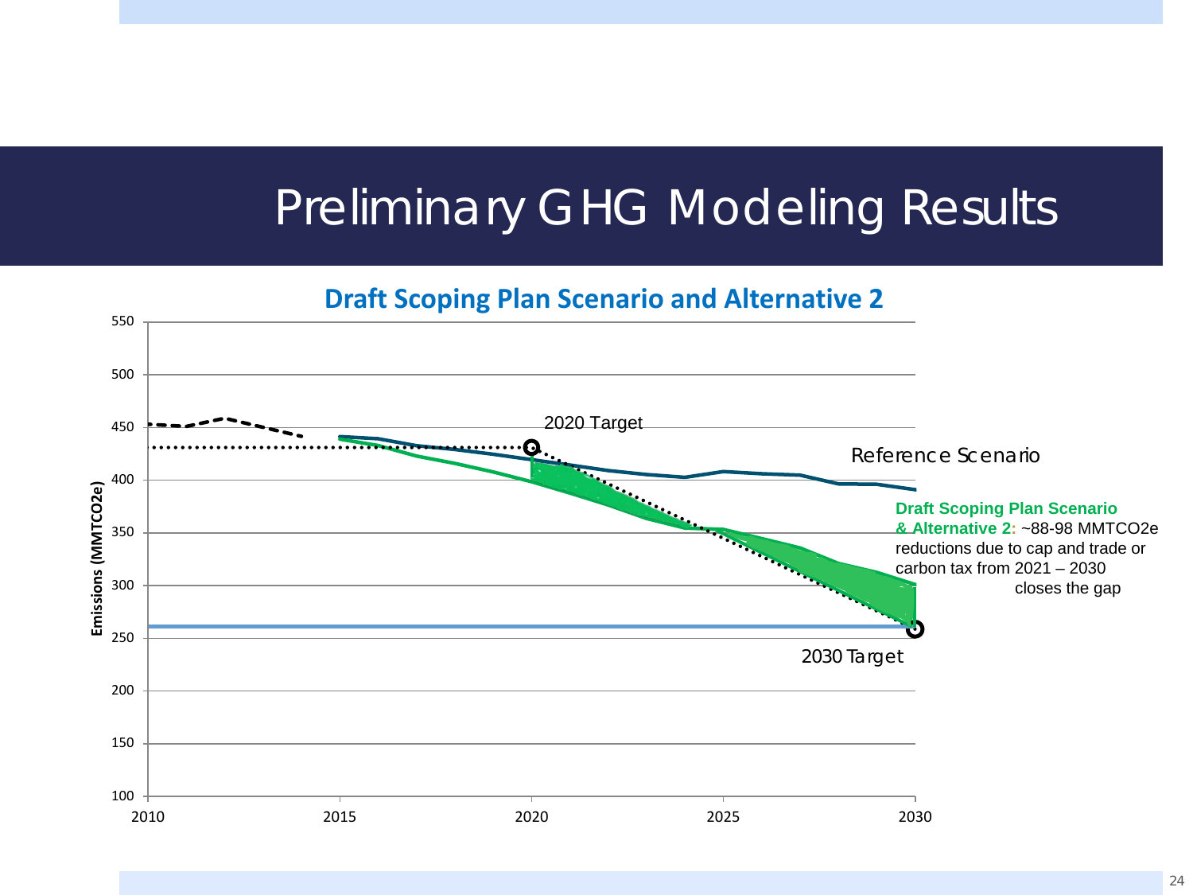# Preliminary GHG Modeling Results

**Draft Scoping Plan Scenario and Alternative 2**

Emissions (MMTCO2e)

550
500
450
400
350
300
250
200
150
100

2010 2015 2020 2025 2030

2020 Target

Reference Scenario

**Draft Scoping Plan Scenario & Alternative 2:** ~88-98 MMTCO2e reductions due to cap and trade or carbon tax from 2021 – 2030 closes the gap

2030 Target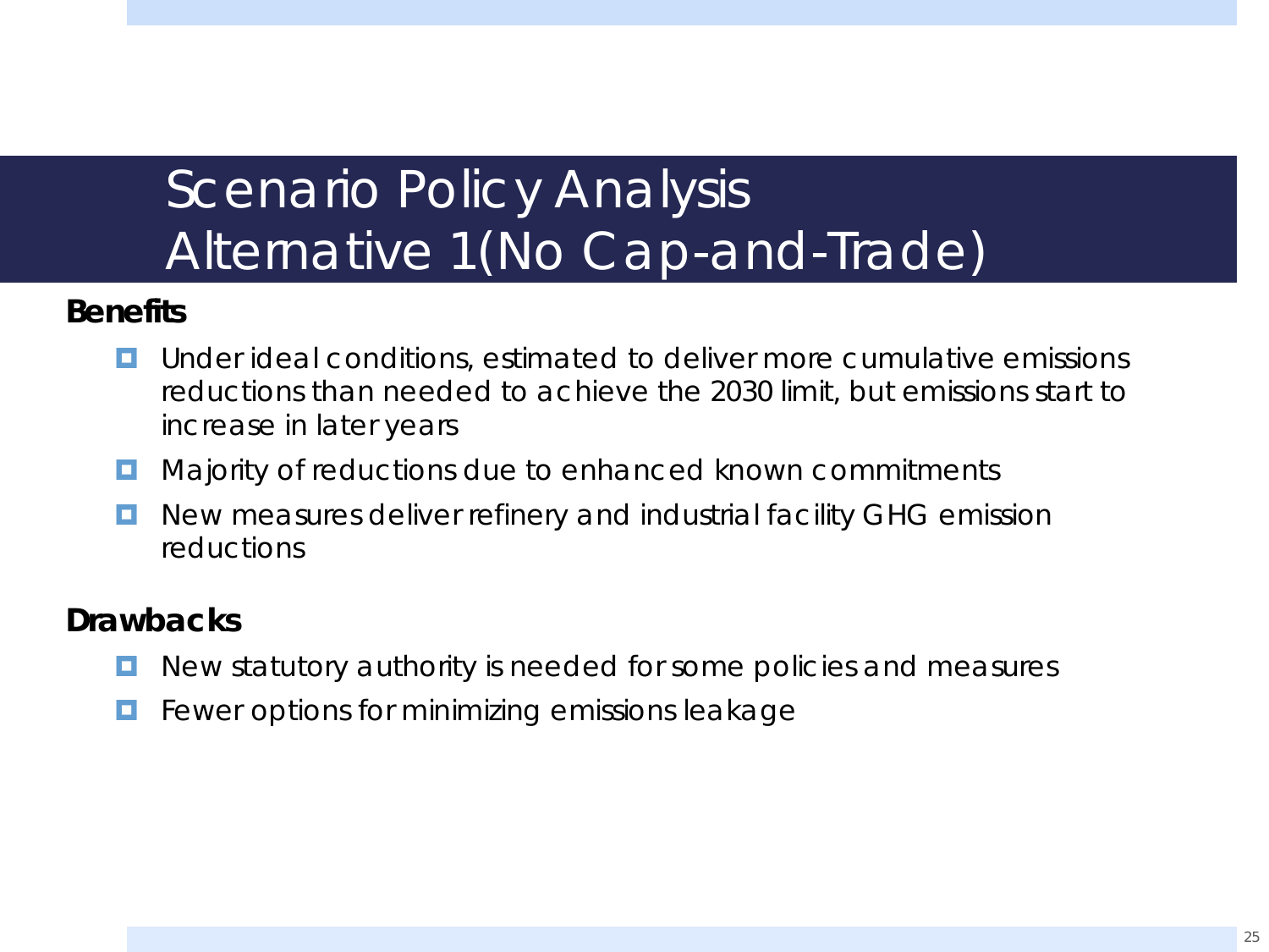# Scenario Policy Analysis
# Alternative 1(No Cap-and-Trade)

**Benefits**

- Under ideal conditions, estimated to deliver more cumulative emissions reductions than needed to achieve the 2030 limit, but emissions start to increase in later years
- Majority of reductions due to enhanced known commitments
- New measures deliver refinery and industrial facility GHG emission reductions

**Drawbacks**

- New statutory authority is needed for some policies and measures
- Fewer options for minimizing emissions leakage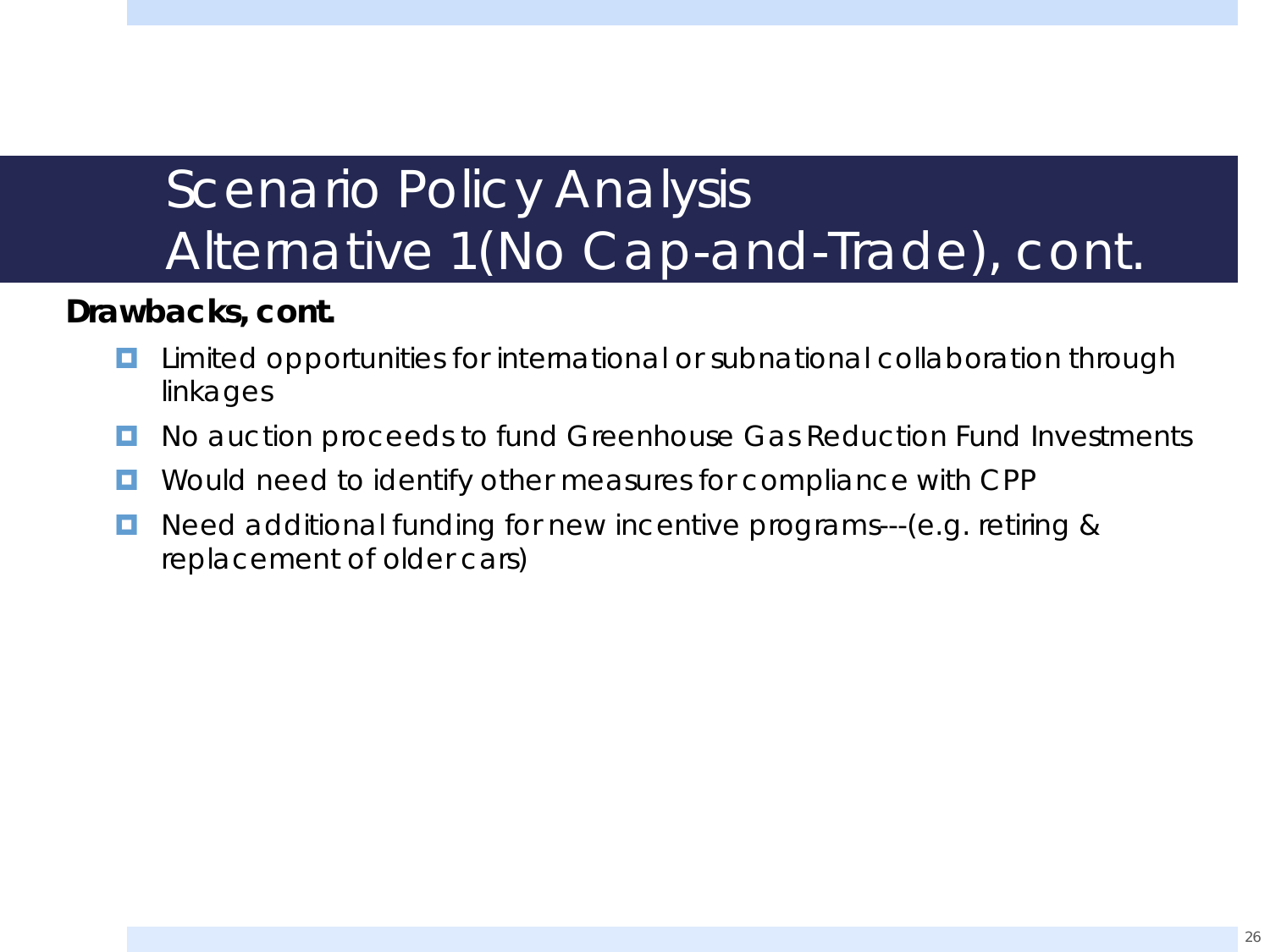# Scenario Policy Analysis
# Alternative 1(No Cap-and-Trade), cont.

**Drawbacks, cont.**

- Limited opportunities for international or subnational collaboration through linkages
- No auction proceeds to fund Greenhouse Gas Reduction Fund Investments
- Would need to identify other measures for compliance with CPP
- Need additional funding for new incentive programs---(e.g. retiring & replacement of older cars)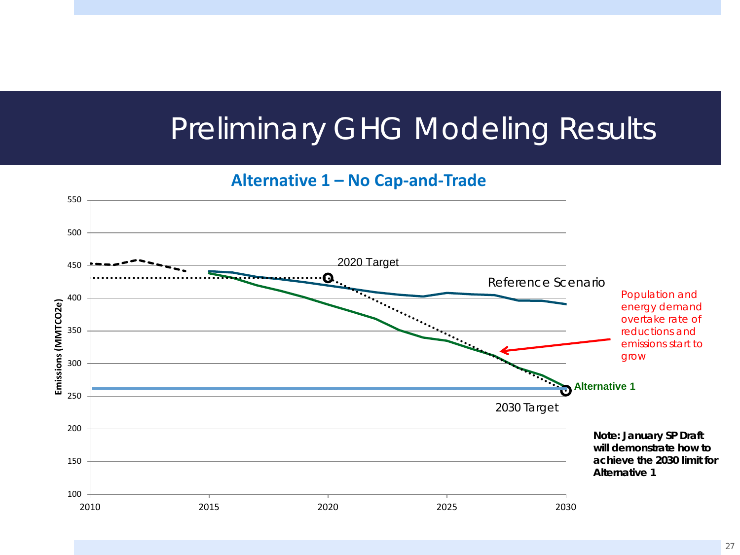# Preliminary GHG Modeling Results

## Alternative 1 – No Cap-and-Trade

Emissions (MMTCO2e)

550, 500, 450, 400, 350, 300, 250, 200, 150, 100

2010, 2015, 2020, 2025, 2030

2020 Target

Reference Scenario

Population and energy demand overtake rate of reductions and emissions start to grow

Alternative 1

2030 Target

**Note: January SP Draft will demonstrate how to achieve the 2030 limit for Alternative 1**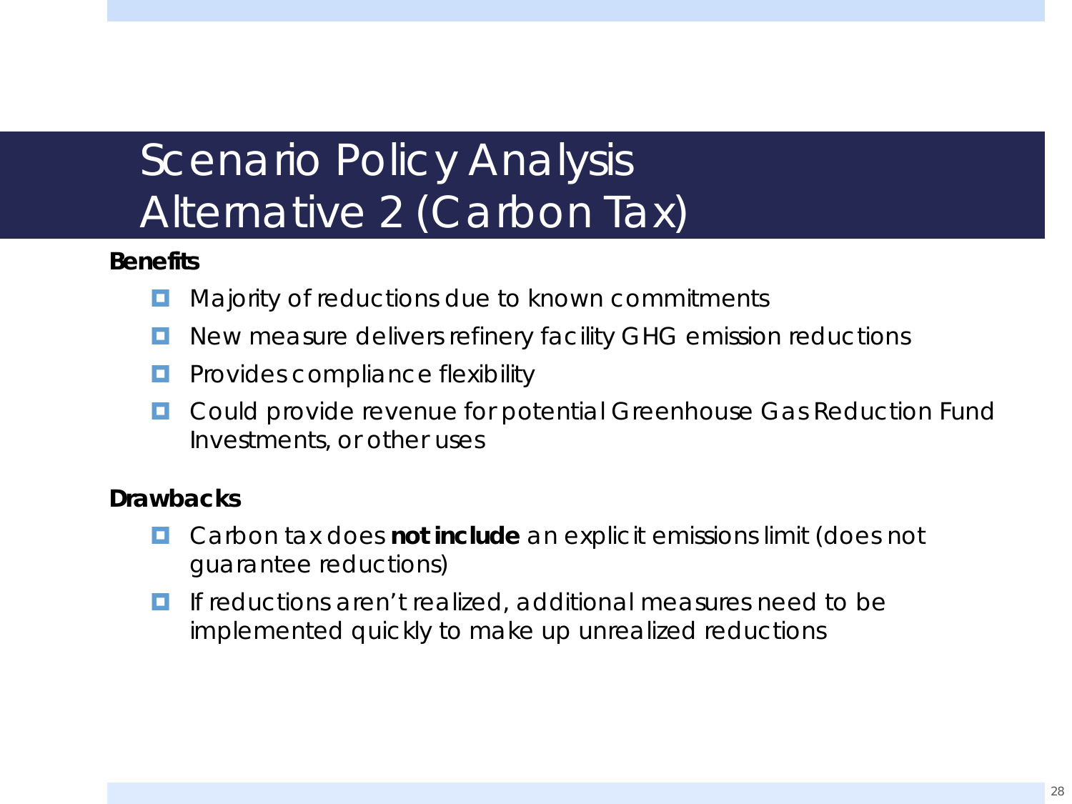# Scenario Policy Analysis Alternative 2 (Carbon Tax)

**Benefits**

- Majority of reductions due to known commitments
- New measure delivers refinery facility GHG emission reductions
- Provides compliance flexibility
- Could provide revenue for potential Greenhouse Gas Reduction Fund Investments, or other uses

**Drawbacks**

- Carbon tax does **not include** an explicit emissions limit (does not guarantee reductions)
- If reductions aren't realized, additional measures need to be implemented quickly to make up unrealized reductions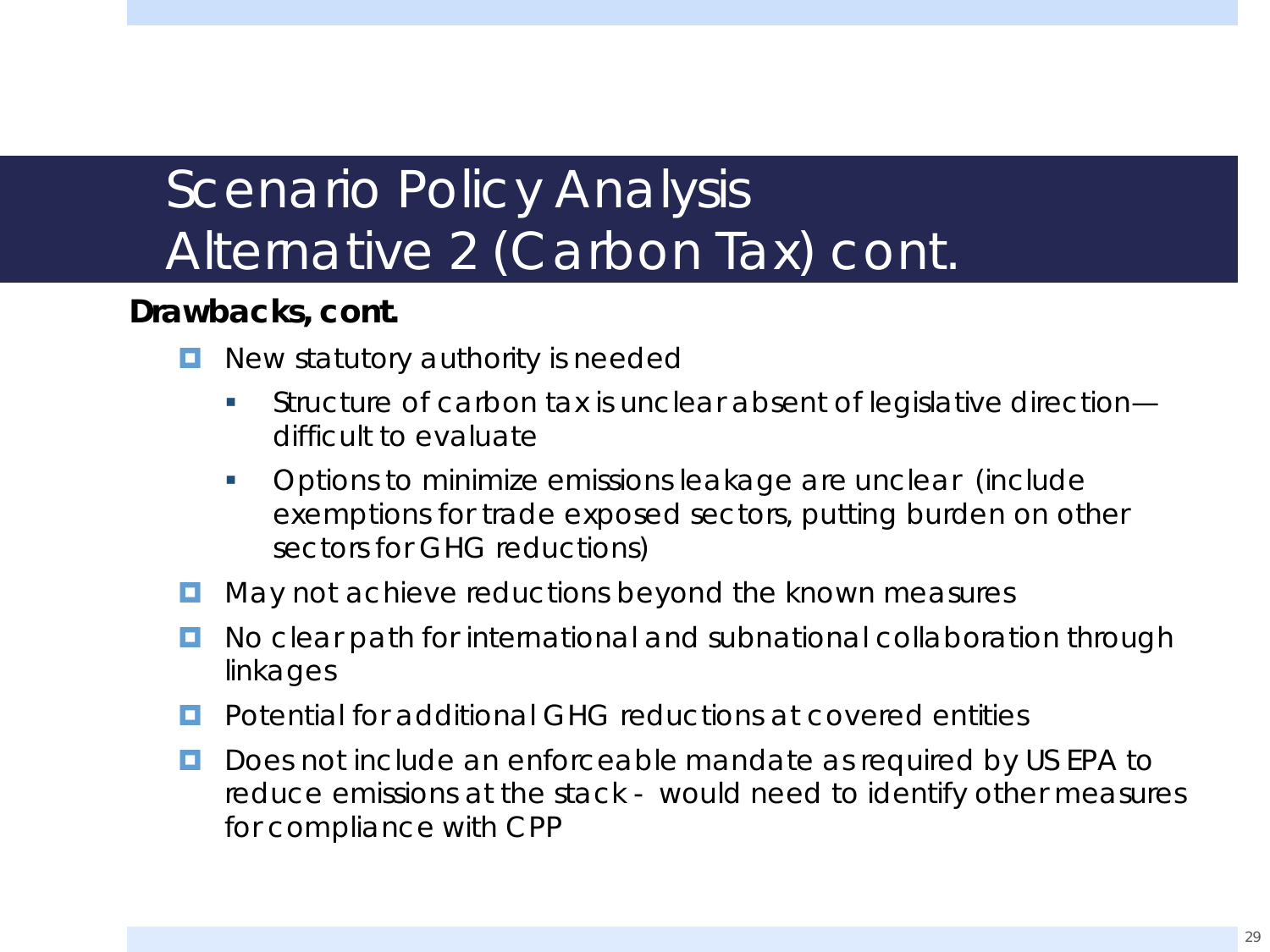# Scenario Policy Analysis Alternative 2 (Carbon Tax) cont.

**Drawbacks, cont.**

- New statutory authority is needed
  - Structure of carbon tax is unclear absent of legislative direction—difficult to evaluate
  - Options to minimize emissions leakage are unclear (include exemptions for trade exposed sectors, putting burden on other sectors for GHG reductions)
- May not achieve reductions beyond the known measures
- No clear path for international and subnational collaboration through linkages
- Potential for additional GHG reductions at covered entities
- Does not include an enforceable mandate as required by US EPA to reduce emissions at the stack - would need to identify other measures for compliance with CPP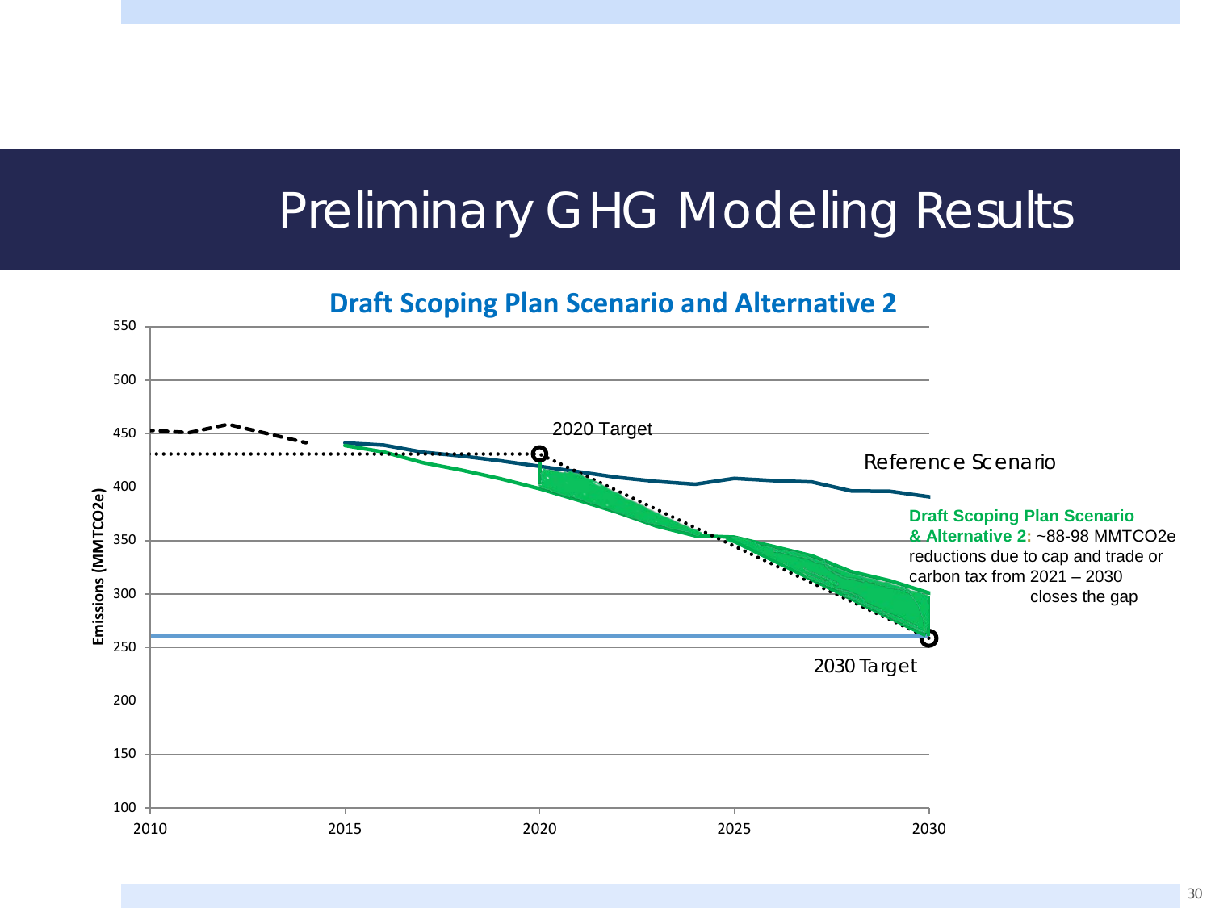# Preliminary GHG Modeling Results

**Draft Scoping Plan Scenario and Alternative 2**

2020 Target

Reference Scenario

**Draft Scoping Plan Scenario & Alternative 2:** ~88-98 MMTCO2e reductions due to cap and trade or carbon tax from 2021 – 2030 closes the gap

2030 Target

Emissions (MMTCO2e)

550, 500, 450, 400, 350, 300, 250, 200, 150, 100

2010, 2015, 2020, 2025, 2030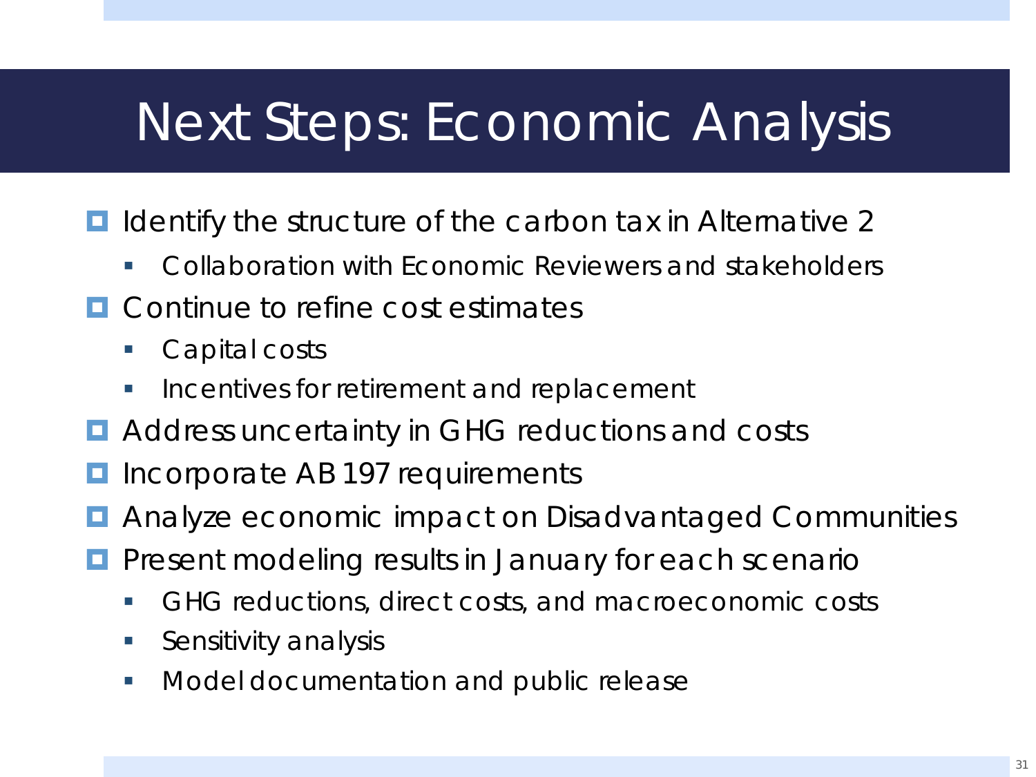# Next Steps: Economic Analysis

- Identify the structure of the carbon tax in Alternative 2
  - Collaboration with Economic Reviewers and stakeholders
- Continue to refine cost estimates
  - Capital costs
  - Incentives for retirement and replacement
- Address uncertainty in GHG reductions and costs
- Incorporate AB 197 requirements
- Analyze economic impact on Disadvantaged Communities
- Present modeling results in January for each scenario
  - GHG reductions, direct costs, and macroeconomic costs
  - Sensitivity analysis
  - Model documentation and public release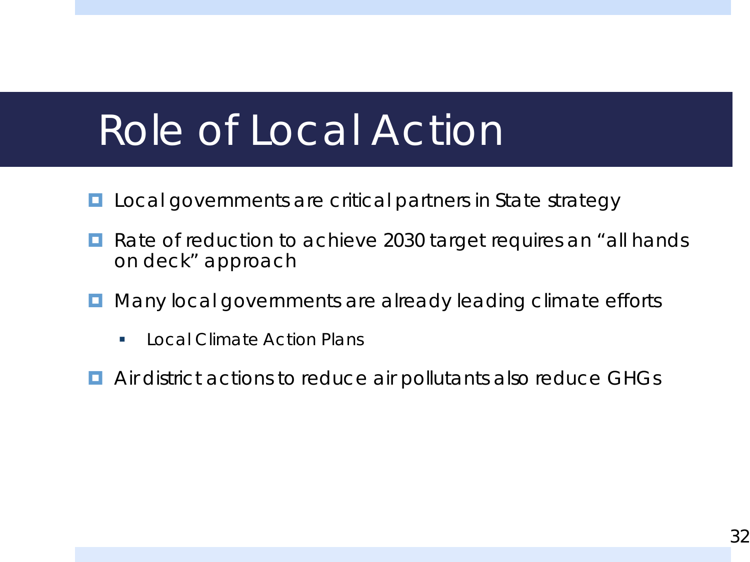# Role of Local Action

- Local governments are critical partners in State strategy
- Rate of reduction to achieve 2030 target requires an "all hands on deck" approach
- Many local governments are already leading climate efforts
  - Local Climate Action Plans
- Air district actions to reduce air pollutants also reduce GHGs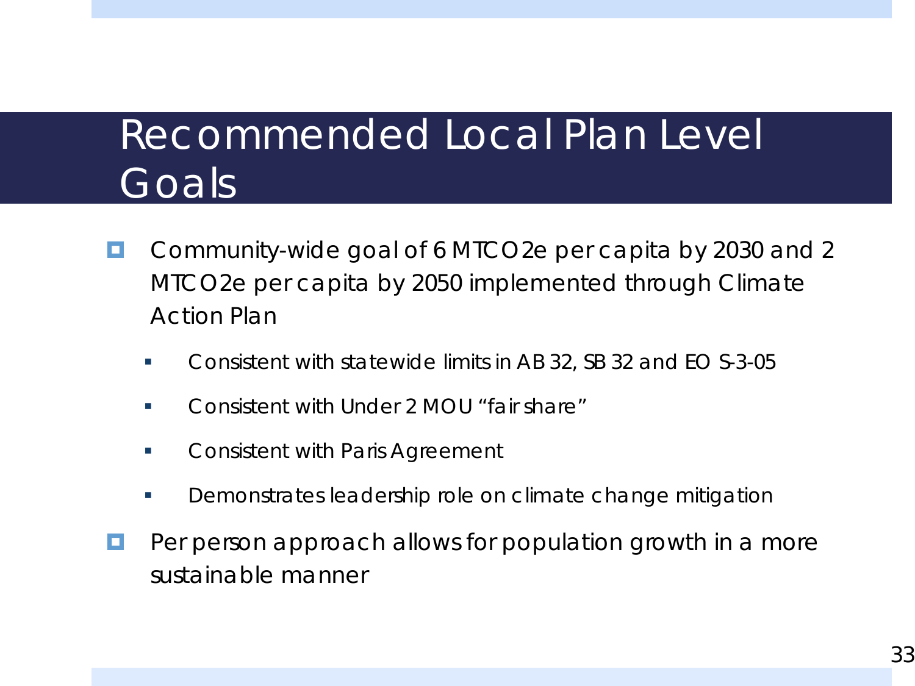# Recommended Local Plan Level Goals

- Community-wide goal of 6 MTCO2e per capita by 2030 and 2 MTCO2e per capita by 2050 implemented through Climate Action Plan
  - Consistent with statewide limits in AB 32, SB 32 and EO S-3-05
  - Consistent with Under 2 MOU "fair share"
  - Consistent with Paris Agreement
  - Demonstrates leadership role on climate change mitigation
- Per person approach allows for population growth in a more sustainable manner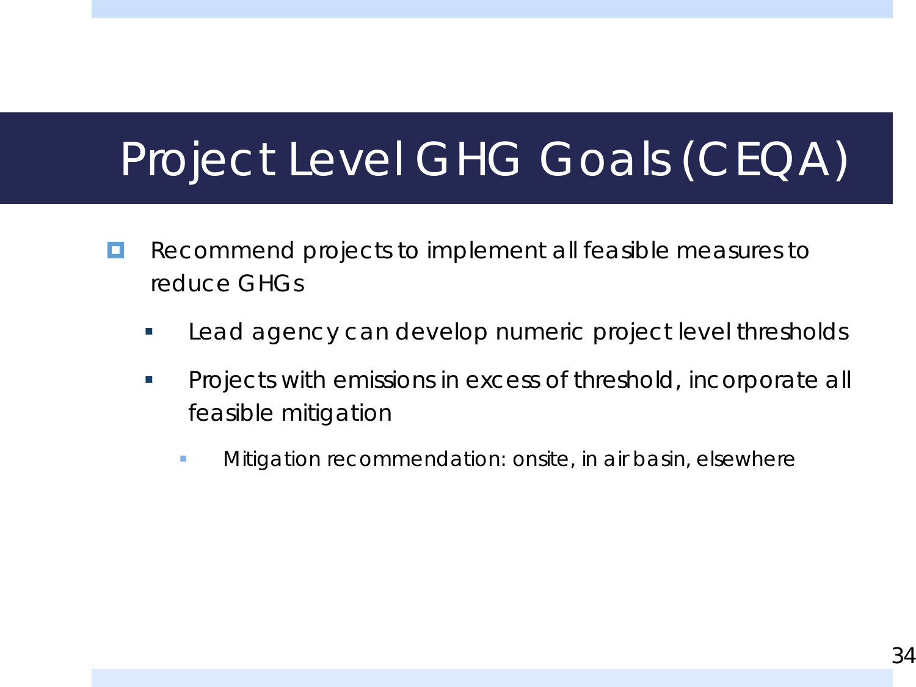# Project Level GHG Goals (CEQA)

- Recommend projects to implement all feasible measures to reduce GHGs
  - Lead agency can develop numeric project level thresholds
  - Projects with emissions in excess of threshold, incorporate all feasible mitigation
    - Mitigation recommendation: onsite, in air basin, elsewhere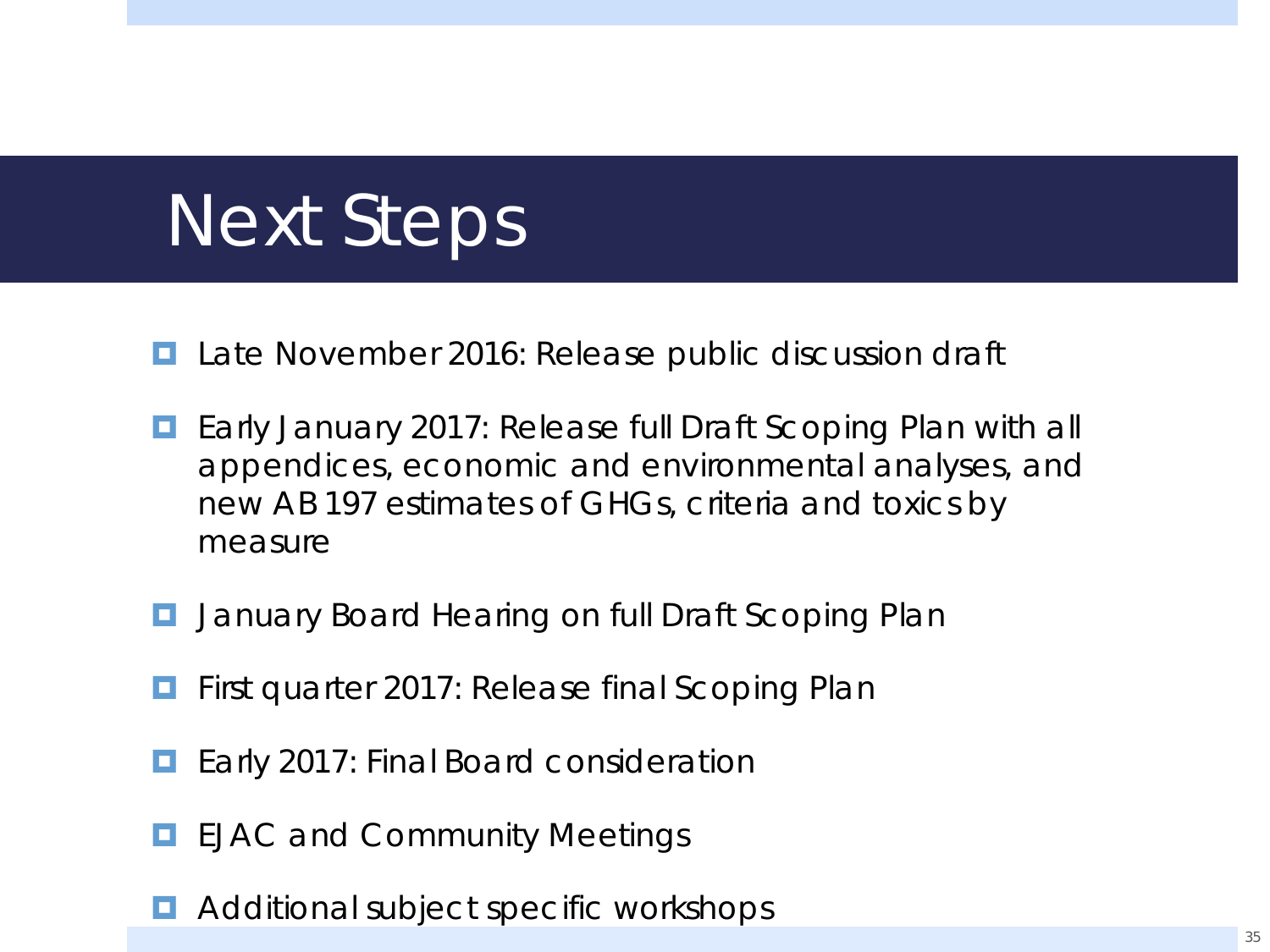# Next Steps

- Late November 2016: Release public discussion draft
- Early January 2017: Release full Draft Scoping Plan with all appendices, economic and environmental analyses, and new AB 197 estimates of GHGs, criteria and toxics by measure
- January Board Hearing on full Draft Scoping Plan
- First quarter 2017: Release final Scoping Plan
- Early 2017: Final Board consideration
- EJAC and Community Meetings
- Additional subject specific workshops